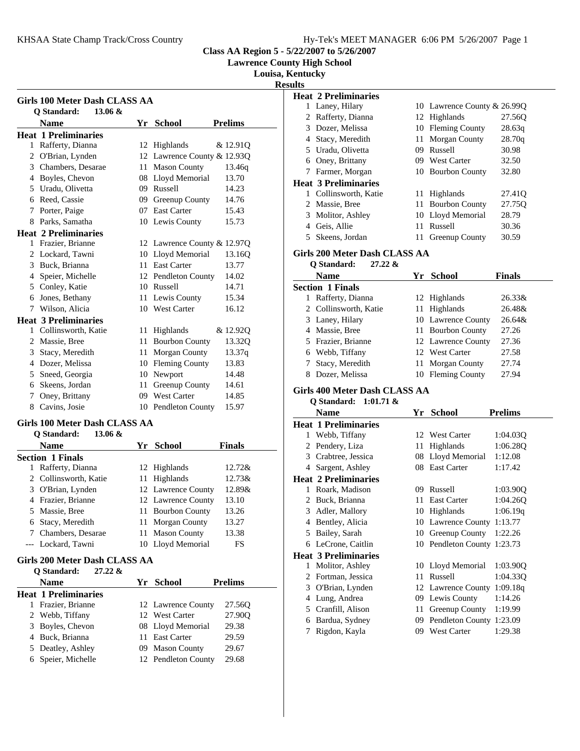**Class AA Region 5 - 5/22/2007 to 5/26/2007**

**Lawrence County High School**

**Louisa, Kentucky**

**Results**

## Girls 100 Meter Dash CLASS AA

**Q Standard: 13.06 &**

| | Name | Yr | School | Prelims |
|---|---|---|---|---|
| **Heat 1 Preliminaries** | | | | |
| 1 | Rafferty, Dianna | 12 | Highlands | & 12.91Q |
| 2 | O'Brian, Lynden | 12 | Lawrence County | & 12.93Q |
| 3 | Chambers, Desarae | 11 | Mason County | 13.46q |
| 4 | Boyles, Chevon | 08 | Lloyd Memorial | 13.70 |
| 5 | Uradu, Olivetta | 09 | Russell | 14.23 |
| 6 | Reed, Cassie | 09 | Greenup County | 14.76 |
| 7 | Porter, Paige | 07 | East Carter | 15.43 |
| 8 | Parks, Samatha | 10 | Lewis County | 15.73 |
| **Heat 2 Preliminaries** | | | | |
| 1 | Frazier, Brianne | 12 | Lawrence County | & 12.97Q |
| 2 | Lockard, Tawni | 10 | Lloyd Memorial | 13.16Q |
| 3 | Buck, Brianna | 11 | East Carter | 13.77 |
| 4 | Speier, Michelle | 12 | Pendleton County | 14.02 |
| 5 | Conley, Katie | 10 | Russell | 14.71 |
| 6 | Jones, Bethany | 11 | Lewis County | 15.34 |
| 7 | Wilson, Alicia | 10 | West Carter | 16.12 |
| **Heat 3 Preliminaries** | | | | |
| 1 | Collinsworth, Katie | 11 | Highlands | & 12.92Q |
| 2 | Massie, Bree | 11 | Bourbon County | 13.32Q |
| 3 | Stacy, Meredith | 11 | Morgan County | 13.37q |
| 4 | Dozer, Melissa | 10 | Fleming County | 13.83 |
| 5 | Sneed, Georgia | 10 | Newport | 14.48 |
| 6 | Skeens, Jordan | 11 | Greenup County | 14.61 |
| 7 | Oney, Brittany | 09 | West Carter | 14.85 |
| 8 | Cavins, Josie | 10 | Pendleton County | 15.97 |

## Girls 100 Meter Dash CLASS AA

**Q Standard: 13.06 &**

| | Name | Yr | School | Finals |
|---|---|---|---|---|
| **Section 1 Finals** | | | | |
| 1 | Rafferty, Dianna | 12 | Highlands | 12.72& |
| 2 | Collinsworth, Katie | 11 | Highlands | 12.73& |
| 3 | O'Brian, Lynden | 12 | Lawrence County | 12.89& |
| 4 | Frazier, Brianne | 12 | Lawrence County | 13.10 |
| 5 | Massie, Bree | 11 | Bourbon County | 13.26 |
| 6 | Stacy, Meredith | 11 | Morgan County | 13.27 |
| 7 | Chambers, Desarae | 11 | Mason County | 13.38 |
| --- | Lockard, Tawni | 10 | Lloyd Memorial | FS |

## Girls 200 Meter Dash CLASS AA

**Q Standard: 27.22 &**

| | Name | Yr | School | Prelims |
|---|---|---|---|---|
| **Heat 1 Preliminaries** | | | | |
| 1 | Frazier, Brianne | 12 | Lawrence County | 27.56Q |
| 2 | Webb, Tiffany | 12 | West Carter | 27.90Q |
| 3 | Boyles, Chevon | 08 | Lloyd Memorial | 29.38 |
| 4 | Buck, Brianna | 11 | East Carter | 29.59 |
| 5 | Deatley, Ashley | 09 | Mason County | 29.67 |
| 6 | Speier, Michelle | 12 | Pendleton County | 29.68 |
| **Heat 2 Preliminaries** | | | | |
| 1 | Laney, Hilary | 10 | Lawrence County | & 26.99Q |
| 2 | Rafferty, Dianna | 12 | Highlands | 27.56Q |
| 3 | Dozer, Melissa | 10 | Fleming County | 28.63q |
| 4 | Stacy, Meredith | 11 | Morgan County | 28.70q |
| 5 | Uradu, Olivetta | 09 | Russell | 30.98 |
| 6 | Oney, Brittany | 09 | West Carter | 32.50 |
| 7 | Farmer, Morgan | 10 | Bourbon County | 32.80 |
| **Heat 3 Preliminaries** | | | | |
| 1 | Collinsworth, Katie | 11 | Highlands | 27.41Q |
| 2 | Massie, Bree | 11 | Bourbon County | 27.75Q |
| 3 | Molitor, Ashley | 10 | Lloyd Memorial | 28.79 |
| 4 | Geis, Allie | 11 | Russell | 30.36 |
| 5 | Skeens, Jordan | 11 | Greenup County | 30.59 |

## Girls 200 Meter Dash CLASS AA

**Q Standard: 27.22 &**

| | Name | Yr | School | Finals |
|---|---|---|---|---|
| **Section 1 Finals** | | | | |
| 1 | Rafferty, Dianna | 12 | Highlands | 26.33& |
| 2 | Collinsworth, Katie | 11 | Highlands | 26.48& |
| 3 | Laney, Hilary | 10 | Lawrence County | 26.64& |
| 4 | Massie, Bree | 11 | Bourbon County | 27.26 |
| 5 | Frazier, Brianne | 12 | Lawrence County | 27.36 |
| 6 | Webb, Tiffany | 12 | West Carter | 27.58 |
| 7 | Stacy, Meredith | 11 | Morgan County | 27.74 |
| 8 | Dozer, Melissa | 10 | Fleming County | 27.94 |

## Girls 400 Meter Dash CLASS AA

**Q Standard: 1:01.71 &**

| | Name | Yr | School | Prelims |
|---|---|---|---|---|
| **Heat 1 Preliminaries** | | | | |
| 1 | Webb, Tiffany | 12 | West Carter | 1:04.03Q |
| 2 | Pendery, Liza | 11 | Highlands | 1:06.28Q |
| 3 | Crabtree, Jessica | 08 | Lloyd Memorial | 1:12.08 |
| 4 | Sargent, Ashley | 08 | East Carter | 1:17.42 |
| **Heat 2 Preliminaries** | | | | |
| 1 | Roark, Madison | 09 | Russell | 1:03.90Q |
| 2 | Buck, Brianna | 11 | East Carter | 1:04.26Q |
| 3 | Adler, Mallory | 10 | Highlands | 1:06.19q |
| 4 | Bentley, Alicia | 10 | Lawrence County | 1:13.77 |
| 5 | Bailey, Sarah | 10 | Greenup County | 1:22.26 |
| 6 | LeCrone, Caitlin | 10 | Pendleton County | 1:23.73 |
| **Heat 3 Preliminaries** | | | | |
| 1 | Molitor, Ashley | 10 | Lloyd Memorial | 1:03.90Q |
| 2 | Fortman, Jessica | 11 | Russell | 1:04.33Q |
| 3 | O'Brian, Lynden | 12 | Lawrence County | 1:09.18q |
| 4 | Lung, Andrea | 09 | Lewis County | 1:14.26 |
| 5 | Cranfill, Alison | 11 | Greenup County | 1:19.99 |
| 6 | Bardua, Sydney | 09 | Pendleton County | 1:23.09 |
| 7 | Rigdon, Kayla | 09 | West Carter | 1:29.38 |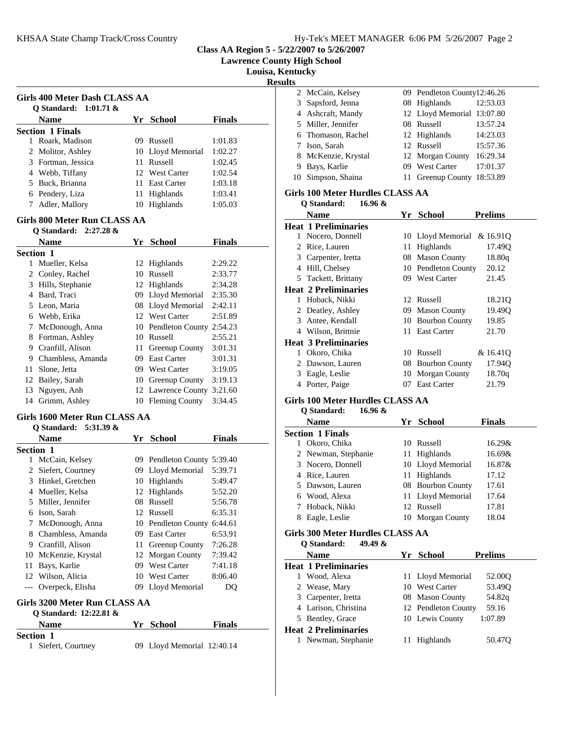Class AA Region 5 - 5/22/2007 to 5/26/2007

Lawrence County High School

Louisa, Kentucky

Results

### Girls 400 Meter Dash CLASS AA

Q Standard: 1:01.71 &

| | Name | Yr | School | Finals |
|---|---|---|---|---|
| **Section 1 Finals** | | | | |
| 1 | Roark, Madison | 09 | Russell | 1:01.83 |
| 2 | Molitor, Ashley | 10 | Lloyd Memorial | 1:02.27 |
| 3 | Fortman, Jessica | 11 | Russell | 1:02.45 |
| 4 | Webb, Tiffany | 12 | West Carter | 1:02.54 |
| 5 | Buck, Brianna | 11 | East Carter | 1:03.18 |
| 6 | Pendery, Liza | 11 | Highlands | 1:03.41 |
| 7 | Adler, Mallory | 10 | Highlands | 1:05.03 |

### Girls 800 Meter Run CLASS AA

Q Standard: 2:27.28 &

| | Name | Yr | School | Finals |
|---|---|---|---|---|
| **Section 1** | | | | |
| 1 | Mueller, Kelsa | 12 | Highlands | 2:29.22 |
| 2 | Conley, Rachel | 10 | Russell | 2:33.77 |
| 3 | Hills, Stephanie | 12 | Highlands | 2:34.28 |
| 4 | Bard, Traci | 09 | Lloyd Memorial | 2:35.30 |
| 5 | Leon, Maria | 08 | Lloyd Memorial | 2:42.11 |
| 6 | Webb, Erika | 12 | West Carter | 2:51.89 |
| 7 | McDonough, Anna | 10 | Pendleton County | 2:54.23 |
| 8 | Fortman, Ashley | 10 | Russell | 2:55.21 |
| 9 | Cranfill, Alison | 11 | Greenup County | 3:01.31 |
| 9 | Chambless, Amanda | 09 | East Carter | 3:01.31 |
| 11 | Slone, Jetta | 09 | West Carter | 3:19.05 |
| 12 | Bailey, Sarah | 10 | Greenup County | 3:19.13 |
| 13 | Nguyen, Anh | 12 | Lawrence County | 3:21.60 |
| 14 | Grimm, Ashley | 10 | Fleming County | 3:34.45 |

### Girls 1600 Meter Run CLASS AA

Q Standard: 5:31.39 &

| | Name | Yr | School | Finals |
|---|---|---|---|---|
| **Section 1** | | | | |
| 1 | McCain, Kelsey | 09 | Pendleton County | 5:39.40 |
| 2 | Siefert, Courtney | 09 | Lloyd Memorial | 5:39.71 |
| 3 | Hinkel, Gretchen | 10 | Highlands | 5:49.47 |
| 4 | Mueller, Kelsa | 12 | Highlands | 5:52.20 |
| 5 | Miller, Jennifer | 08 | Russell | 5:56.78 |
| 6 | Ison, Sarah | 12 | Russell | 6:35.31 |
| 7 | McDonough, Anna | 10 | Pendleton County | 6:44.61 |
| 8 | Chambless, Amanda | 09 | East Carter | 6:53.91 |
| 9 | Cranfill, Alison | 11 | Greenup County | 7:26.28 |
| 10 | McKenzie, Krystal | 12 | Morgan County | 7:39.42 |
| 11 | Bays, Karlie | 09 | West Carter | 7:41.18 |
| 12 | Wilson, Alicia | 10 | West Carter | 8:06.40 |
| --- | Overpeck, Elisha | 09 | Lloyd Memorial | DQ |

### Girls 3200 Meter Run CLASS AA

Q Standard: 12:22.81 &

| | Name | Yr | School | Finals |
|---|---|---|---|---|
| **Section 1** | | | | |
| 1 | Siefert, Courtney | 09 | Lloyd Memorial | 12:40.14 |
| 2 | McCain, Kelsey | 09 | Pendleton County | 12:46.26 |
| 3 | Sapsford, Jenna | 08 | Highlands | 12:53.03 |
| 4 | Ashcraft, Mandy | 12 | Lloyd Memorial | 13:07.80 |
| 5 | Miller, Jennifer | 08 | Russell | 13:57.24 |
| 6 | Thomason, Rachel | 12 | Highlands | 14:23.03 |
| 7 | Ison, Sarah | 12 | Russell | 15:57.36 |
| 8 | McKenzie, Krystal | 12 | Morgan County | 16:29.34 |
| 9 | Bays, Karlie | 09 | West Carter | 17:01.37 |
| 10 | Simpson, Shaina | 11 | Greenup County | 18:53.89 |

### Girls 100 Meter Hurdles CLASS AA

Q Standard: 16.96 &

| | Name | Yr | School | Prelims |
|---|---|---|---|---|
| **Heat 1 Preliminaries** | | | | |
| 1 | Nocero, Donnell | 10 | Lloyd Memorial | & 16.91Q |
| 2 | Rice, Lauren | 11 | Highlands | 17.49Q |
| 3 | Carpenter, Iretta | 08 | Mason County | 18.80q |
| 4 | Hill, Chelsey | 10 | Pendleton County | 20.12 |
| 5 | Tackett, Brittany | 09 | West Carter | 21.45 |
| **Heat 2 Preliminaries** | | | | |
| 1 | Hoback, Nikki | 12 | Russell | 18.21Q |
| 2 | Deatley, Ashley | 09 | Mason County | 19.49Q |
| 3 | Antee, Kendall | 10 | Bourbon County | 19.85 |
| 4 | Wilson, Brittnie | 11 | East Carter | 21.70 |
| **Heat 3 Preliminaries** | | | | |
| 1 | Okoro, Chika | 10 | Russell | & 16.41Q |
| 2 | Dawson, Lauren | 08 | Bourbon County | 17.94Q |
| 3 | Eagle, Leslie | 10 | Morgan County | 18.70q |
| 4 | Porter, Paige | 07 | East Carter | 21.79 |

### Girls 100 Meter Hurdles CLASS AA

Q Standard: 16.96 &

| | Name | Yr | School | Finals |
|---|---|---|---|---|
| **Section 1 Finals** | | | | |
| 1 | Okoro, Chika | 10 | Russell | 16.29& |
| 2 | Newman, Stephanie | 11 | Highlands | 16.69& |
| 3 | Nocero, Donnell | 10 | Lloyd Memorial | 16.87& |
| 4 | Rice, Lauren | 11 | Highlands | 17.12 |
| 5 | Dawson, Lauren | 08 | Bourbon County | 17.61 |
| 6 | Wood, Alexa | 11 | Lloyd Memorial | 17.64 |
| 7 | Hoback, Nikki | 12 | Russell | 17.81 |
| 8 | Eagle, Leslie | 10 | Morgan County | 18.04 |

### Girls 300 Meter Hurdles CLASS AA

Q Standard: 49.49 &

| | Name | Yr | School | Prelims |
|---|---|---|---|---|
| **Heat 1 Preliminaries** | | | | |
| 1 | Wood, Alexa | 11 | Lloyd Memorial | 52.00Q |
| 2 | Wease, Mary | 10 | West Carter | 53.49Q |
| 3 | Carpenter, Iretta | 08 | Mason County | 54.82q |
| 4 | Larison, Christina | 12 | Pendleton County | 59.16 |
| 5 | Bentley, Grace | 10 | Lewis County | 1:07.89 |
| **Heat 2 Preliminaries** | | | | |
| 1 | Newman, Stephanie | 11 | Highlands | 50.47Q |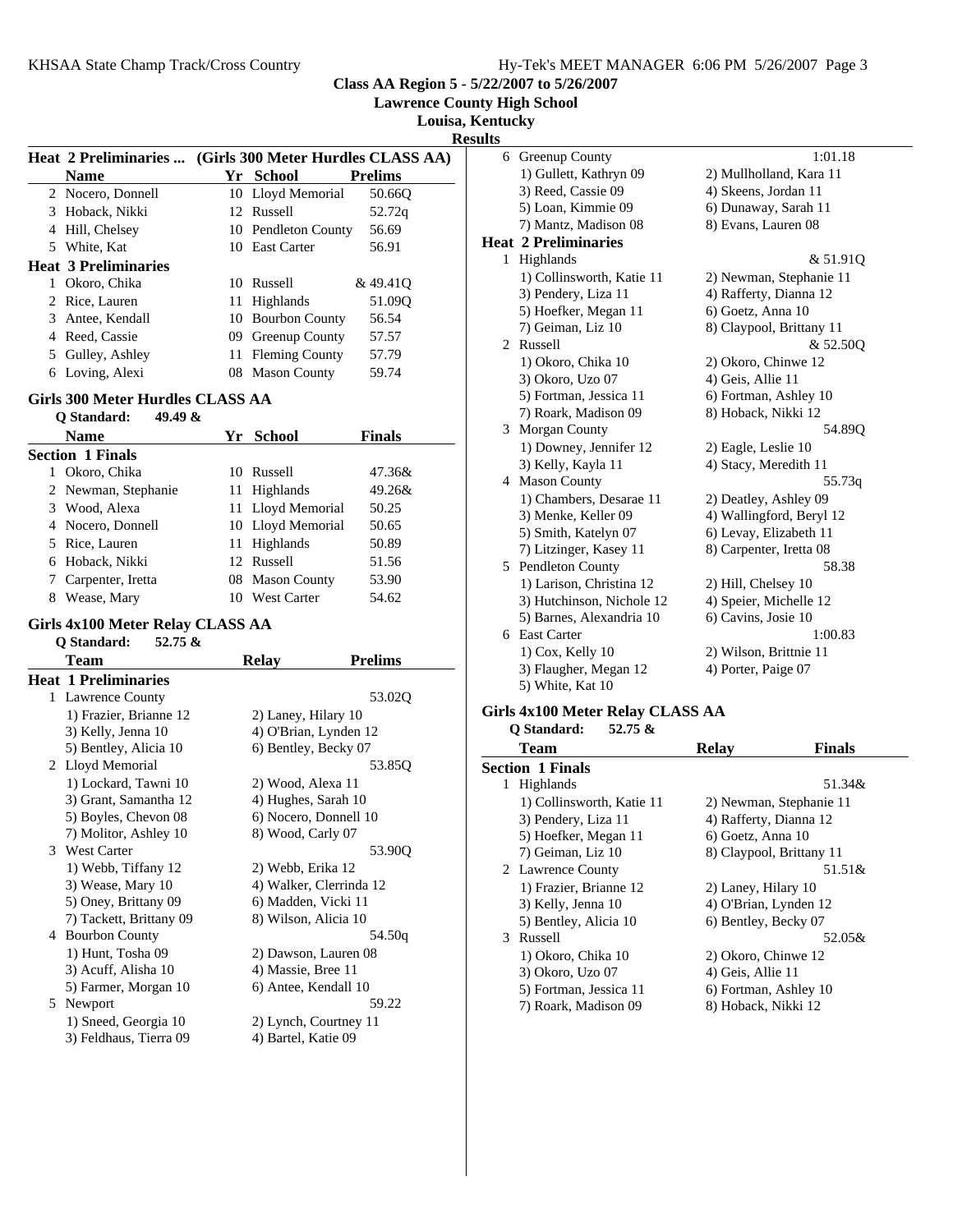**Class AA Region 5 - 5/22/2007 to 5/26/2007**

**Lawrence County High School**

**Louisa, Kentucky**

**Results**

### Heat 2 Preliminaries ... (Girls 300 Meter Hurdles CLASS AA)

| | Name | Yr | School | Prelims |
|---|---|---|---|---|
| 2 | Nocero, Donnell | 10 | Lloyd Memorial | 50.66Q |
| 3 | Hoback, Nikki | 12 | Russell | 52.72q |
| 4 | Hill, Chelsey | 10 | Pendleton County | 56.69 |
| 5 | White, Kat | 10 | East Carter | 56.91 |
| **Heat 3 Preliminaries** | | | | |
| 1 | Okoro, Chika | 10 | Russell | & 49.41Q |
| 2 | Rice, Lauren | 11 | Highlands | 51.09Q |
| 3 | Antee, Kendall | 10 | Bourbon County | 56.54 |
| 4 | Reed, Cassie | 09 | Greenup County | 57.57 |
| 5 | Gulley, Ashley | 11 | Fleming County | 57.79 |
| 6 | Loving, Alexi | 08 | Mason County | 59.74 |

### Girls 300 Meter Hurdles CLASS AA

**Q Standard: 49.49 &**

| | Name | Yr | School | Finals |
|---|---|---|---|---|
| **Section 1 Finals** | | | | |
| 1 | Okoro, Chika | 10 | Russell | 47.36& |
| 2 | Newman, Stephanie | 11 | Highlands | 49.26& |
| 3 | Wood, Alexa | 11 | Lloyd Memorial | 50.25 |
| 4 | Nocero, Donnell | 10 | Lloyd Memorial | 50.65 |
| 5 | Rice, Lauren | 11 | Highlands | 50.89 |
| 6 | Hoback, Nikki | 12 | Russell | 51.56 |
| 7 | Carpenter, Iretta | 08 | Mason County | 53.90 |
| 8 | Wease, Mary | 10 | West Carter | 54.62 |

### Girls 4x100 Meter Relay CLASS AA

**Q Standard: 52.75 &**

| | Team | Relay | Prelims |
|---|---|---|---|
| **Heat 1 Preliminaries** | | | |
| 1 | Lawrence County | | 53.02Q |
| | 1) Frazier, Brianne 12 | 2) Laney, Hilary 10 | |
| | 3) Kelly, Jenna 10 | 4) O'Brian, Lynden 12 | |
| | 5) Bentley, Alicia 10 | 6) Bentley, Becky 07 | |
| 2 | Lloyd Memorial | | 53.85Q |
| | 1) Lockard, Tawni 10 | 2) Wood, Alexa 11 | |
| | 3) Grant, Samantha 12 | 4) Hughes, Sarah 10 | |
| | 5) Boyles, Chevon 08 | 6) Nocero, Donnell 10 | |
| | 7) Molitor, Ashley 10 | 8) Wood, Carly 07 | |
| 3 | West Carter | | 53.90Q |
| | 1) Webb, Tiffany 12 | 2) Webb, Erika 12 | |
| | 3) Wease, Mary 10 | 4) Walker, Clerrinda 12 | |
| | 5) Oney, Brittany 09 | 6) Madden, Vicki 11 | |
| | 7) Tackett, Brittany 09 | 8) Wilson, Alicia 10 | |
| 4 | Bourbon County | | 54.50q |
| | 1) Hunt, Tosha 09 | 2) Dawson, Lauren 08 | |
| | 3) Acuff, Alisha 10 | 4) Massie, Bree 11 | |
| | 5) Farmer, Morgan 10 | 6) Antee, Kendall 10 | |
| 5 | Newport | | 59.22 |
| | 1) Sneed, Georgia 10 | 2) Lynch, Courtney 11 | |
| | 3) Feldhaus, Tierra 09 | 4) Bartel, Katie 09 | |
| 6 | Greenup County | | 1:01.18 |
| | 1) Gullett, Kathryn 09 | 2) Mullholland, Kara 11 | |
| | 3) Reed, Cassie 09 | 4) Skeens, Jordan 11 | |
| | 5) Loan, Kimmie 09 | 6) Dunaway, Sarah 11 | |
| | 7) Mantz, Madison 08 | 8) Evans, Lauren 08 | |
| **Heat 2 Preliminaries** | | | |
| 1 | Highlands | | & 51.91Q |
| | 1) Collinsworth, Katie 11 | 2) Newman, Stephanie 11 | |
| | 3) Pendery, Liza 11 | 4) Rafferty, Dianna 12 | |
| | 5) Hoefker, Megan 11 | 6) Goetz, Anna 10 | |
| | 7) Geiman, Liz 10 | 8) Claypool, Brittany 11 | |
| 2 | Russell | | & 52.50Q |
| | 1) Okoro, Chika 10 | 2) Okoro, Chinwe 12 | |
| | 3) Okoro, Uzo 07 | 4) Geis, Allie 11 | |
| | 5) Fortman, Jessica 11 | 6) Fortman, Ashley 10 | |
| | 7) Roark, Madison 09 | 8) Hoback, Nikki 12 | |
| 3 | Morgan County | | 54.89Q |
| | 1) Downey, Jennifer 12 | 2) Eagle, Leslie 10 | |
| | 3) Kelly, Kayla 11 | 4) Stacy, Meredith 11 | |
| 4 | Mason County | | 55.73q |
| | 1) Chambers, Desarae 11 | 2) Deatley, Ashley 09 | |
| | 3) Menke, Keller 09 | 4) Wallingford, Beryl 12 | |
| | 5) Smith, Katelyn 07 | 6) Levay, Elizabeth 11 | |
| | 7) Litzinger, Kasey 11 | 8) Carpenter, Iretta 08 | |
| 5 | Pendleton County | | 58.38 |
| | 1) Larison, Christina 12 | 2) Hill, Chelsey 10 | |
| | 3) Hutchinson, Nichole 12 | 4) Speier, Michelle 12 | |
| | 5) Barnes, Alexandria 10 | 6) Cavins, Josie 10 | |
| 6 | East Carter | | 1:00.83 |
| | 1) Cox, Kelly 10 | 2) Wilson, Brittnie 11 | |
| | 3) Flaugher, Megan 12 | 4) Porter, Paige 07 | |
| | 5) White, Kat 10 | | |

### Girls 4x100 Meter Relay CLASS AA

**Q Standard: 52.75 &**

| | Team | Relay | Finals |
|---|---|---|---|
| **Section 1 Finals** | | | |
| 1 | Highlands | | 51.34& |
| | 1) Collinsworth, Katie 11 | 2) Newman, Stephanie 11 | |
| | 3) Pendery, Liza 11 | 4) Rafferty, Dianna 12 | |
| | 5) Hoefker, Megan 11 | 6) Goetz, Anna 10 | |
| | 7) Geiman, Liz 10 | 8) Claypool, Brittany 11 | |
| 2 | Lawrence County | | 51.51& |
| | 1) Frazier, Brianne 12 | 2) Laney, Hilary 10 | |
| | 3) Kelly, Jenna 10 | 4) O'Brian, Lynden 12 | |
| | 5) Bentley, Alicia 10 | 6) Bentley, Becky 07 | |
| 3 | Russell | | 52.05& |
| | 1) Okoro, Chika 10 | 2) Okoro, Chinwe 12 | |
| | 3) Okoro, Uzo 07 | 4) Geis, Allie 11 | |
| | 5) Fortman, Jessica 11 | 6) Fortman, Ashley 10 | |
| | 7) Roark, Madison 09 | 8) Hoback, Nikki 12 | |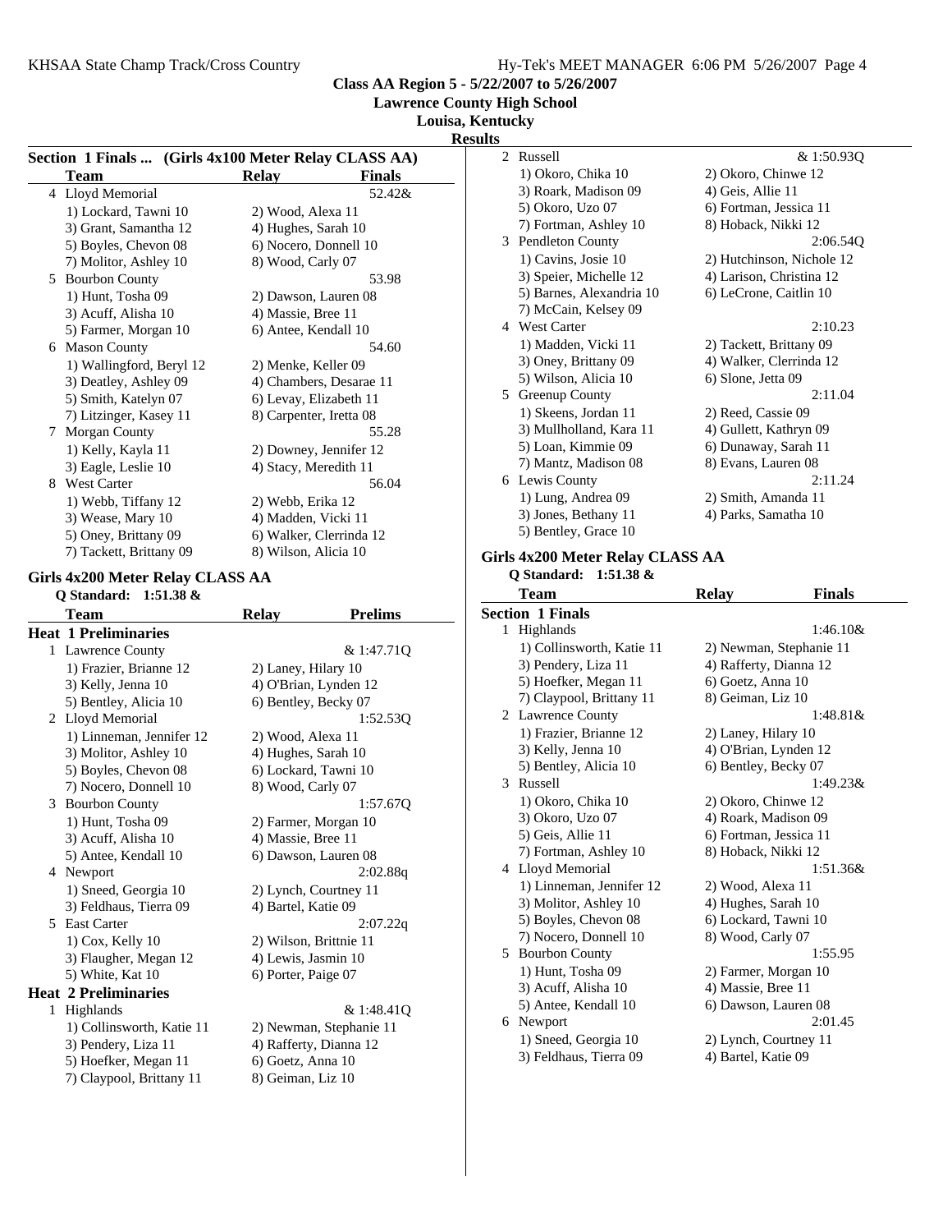**Class AA Region 5 - 5/22/2007 to 5/26/2007**
**Lawrence County High School**
**Louisa, Kentucky**
**Results**

### Section 1 Finals ... (Girls 4x100 Meter Relay CLASS AA)

| | Team | Relay | Finals |
|---|---|---|---|
| 4 | Lloyd Memorial | | 52.42& |
| | 1) Lockard, Tawni 10 | 2) Wood, Alexa 11 | |
| | 3) Grant, Samantha 12 | 4) Hughes, Sarah 10 | |
| | 5) Boyles, Chevon 08 | 6) Nocero, Donnell 10 | |
| | 7) Molitor, Ashley 10 | 8) Wood, Carly 07 | |
| 5 | Bourbon County | | 53.98 |
| | 1) Hunt, Tosha 09 | 2) Dawson, Lauren 08 | |
| | 3) Acuff, Alisha 10 | 4) Massie, Bree 11 | |
| | 5) Farmer, Morgan 10 | 6) Antee, Kendall 10 | |
| 6 | Mason County | | 54.60 |
| | 1) Wallingford, Beryl 12 | 2) Menke, Keller 09 | |
| | 3) Deatley, Ashley 09 | 4) Chambers, Desarae 11 | |
| | 5) Smith, Katelyn 07 | 6) Levay, Elizabeth 11 | |
| | 7) Litzinger, Kasey 11 | 8) Carpenter, Iretta 08 | |
| 7 | Morgan County | | 55.28 |
| | 1) Kelly, Kayla 11 | 2) Downey, Jennifer 12 | |
| | 3) Eagle, Leslie 10 | 4) Stacy, Meredith 11 | |
| 8 | West Carter | | 56.04 |
| | 1) Webb, Tiffany 12 | 2) Webb, Erika 12 | |
| | 3) Wease, Mary 10 | 4) Madden, Vicki 11 | |
| | 5) Oney, Brittany 09 | 6) Walker, Clerrinda 12 | |
| | 7) Tackett, Brittany 09 | 8) Wilson, Alicia 10 | |

### Girls 4x200 Meter Relay CLASS AA

Q Standard: 1:51.38 &

| | Team | Relay | Prelims |
|---|---|---|---|
| **Heat 1 Preliminaries** | | | |
| 1 | Lawrence County | | & 1:47.71Q |
| | 1) Frazier, Brianne 12 | 2) Laney, Hilary 10 | |
| | 3) Kelly, Jenna 10 | 4) O'Brian, Lynden 12 | |
| | 5) Bentley, Alicia 10 | 6) Bentley, Becky 07 | |
| 2 | Lloyd Memorial | | 1:52.53Q |
| | 1) Linneman, Jennifer 12 | 2) Wood, Alexa 11 | |
| | 3) Molitor, Ashley 10 | 4) Hughes, Sarah 10 | |
| | 5) Boyles, Chevon 08 | 6) Lockard, Tawni 10 | |
| | 7) Nocero, Donnell 10 | 8) Wood, Carly 07 | |
| 3 | Bourbon County | | 1:57.67Q |
| | 1) Hunt, Tosha 09 | 2) Farmer, Morgan 10 | |
| | 3) Acuff, Alisha 10 | 4) Massie, Bree 11 | |
| | 5) Antee, Kendall 10 | 6) Dawson, Lauren 08 | |
| 4 | Newport | | 2:02.88q |
| | 1) Sneed, Georgia 10 | 2) Lynch, Courtney 11 | |
| | 3) Feldhaus, Tierra 09 | 4) Bartel, Katie 09 | |
| 5 | East Carter | | 2:07.22q |
| | 1) Cox, Kelly 10 | 2) Wilson, Brittnie 11 | |
| | 3) Flaugher, Megan 12 | 4) Lewis, Jasmin 10 | |
| | 5) White, Kat 10 | 6) Porter, Paige 07 | |
| **Heat 2 Preliminaries** | | | |
| 1 | Highlands | | & 1:48.41Q |
| | 1) Collinsworth, Katie 11 | 2) Newman, Stephanie 11 | |
| | 3) Pendery, Liza 11 | 4) Rafferty, Dianna 12 | |
| | 5) Hoefker, Megan 11 | 6) Goetz, Anna 10 | |
| | 7) Claypool, Brittany 11 | 8) Geiman, Liz 10 | |
| 2 | Russell | | & 1:50.93Q |
| | 1) Okoro, Chika 10 | 2) Okoro, Chinwe 12 | |
| | 3) Roark, Madison 09 | 4) Geis, Allie 11 | |
| | 5) Okoro, Uzo 07 | 6) Fortman, Jessica 11 | |
| | 7) Fortman, Ashley 10 | 8) Hoback, Nikki 12 | |
| 3 | Pendleton County | | 2:06.54Q |
| | 1) Cavins, Josie 10 | 2) Hutchinson, Nichole 12 | |
| | 3) Speier, Michelle 12 | 4) Larison, Christina 12 | |
| | 5) Barnes, Alexandria 10 | 6) LeCrone, Caitlin 10 | |
| | 7) McCain, Kelsey 09 | | |
| 4 | West Carter | | 2:10.23 |
| | 1) Madden, Vicki 11 | 2) Tackett, Brittany 09 | |
| | 3) Oney, Brittany 09 | 4) Walker, Clerrinda 12 | |
| | 5) Wilson, Alicia 10 | 6) Slone, Jetta 09 | |
| 5 | Greenup County | | 2:11.04 |
| | 1) Skeens, Jordan 11 | 2) Reed, Cassie 09 | |
| | 3) Mullholland, Kara 11 | 4) Gullett, Kathryn 09 | |
| | 5) Loan, Kimmie 09 | 6) Dunaway, Sarah 11 | |
| | 7) Mantz, Madison 08 | 8) Evans, Lauren 08 | |
| 6 | Lewis County | | 2:11.24 |
| | 1) Lung, Andrea 09 | 2) Smith, Amanda 11 | |
| | 3) Jones, Bethany 11 | 4) Parks, Samatha 10 | |
| | 5) Bentley, Grace 10 | | |

### Girls 4x200 Meter Relay CLASS AA

Q Standard: 1:51.38 &

| | Team | Relay | Finals |
|---|---|---|---|
| **Section 1 Finals** | | | |
| 1 | Highlands | | 1:46.10& |
| | 1) Collinsworth, Katie 11 | 2) Newman, Stephanie 11 | |
| | 3) Pendery, Liza 11 | 4) Rafferty, Dianna 12 | |
| | 5) Hoefker, Megan 11 | 6) Goetz, Anna 10 | |
| | 7) Claypool, Brittany 11 | 8) Geiman, Liz 10 | |
| 2 | Lawrence County | | 1:48.81& |
| | 1) Frazier, Brianne 12 | 2) Laney, Hilary 10 | |
| | 3) Kelly, Jenna 10 | 4) O'Brian, Lynden 12 | |
| | 5) Bentley, Alicia 10 | 6) Bentley, Becky 07 | |
| 3 | Russell | | 1:49.23& |
| | 1) Okoro, Chika 10 | 2) Okoro, Chinwe 12 | |
| | 3) Okoro, Uzo 07 | 4) Roark, Madison 09 | |
| | 5) Geis, Allie 11 | 6) Fortman, Jessica 11 | |
| | 7) Fortman, Ashley 10 | 8) Hoback, Nikki 12 | |
| 4 | Lloyd Memorial | | 1:51.36& |
| | 1) Linneman, Jennifer 12 | 2) Wood, Alexa 11 | |
| | 3) Molitor, Ashley 10 | 4) Hughes, Sarah 10 | |
| | 5) Boyles, Chevon 08 | 6) Lockard, Tawni 10 | |
| | 7) Nocero, Donnell 10 | 8) Wood, Carly 07 | |
| 5 | Bourbon County | | 1:55.95 |
| | 1) Hunt, Tosha 09 | 2) Farmer, Morgan 10 | |
| | 3) Acuff, Alisha 10 | 4) Massie, Bree 11 | |
| | 5) Antee, Kendall 10 | 6) Dawson, Lauren 08 | |
| 6 | Newport | | 2:01.45 |
| | 1) Sneed, Georgia 10 | 2) Lynch, Courtney 11 | |
| | 3) Feldhaus, Tierra 09 | 4) Bartel, Katie 09 | |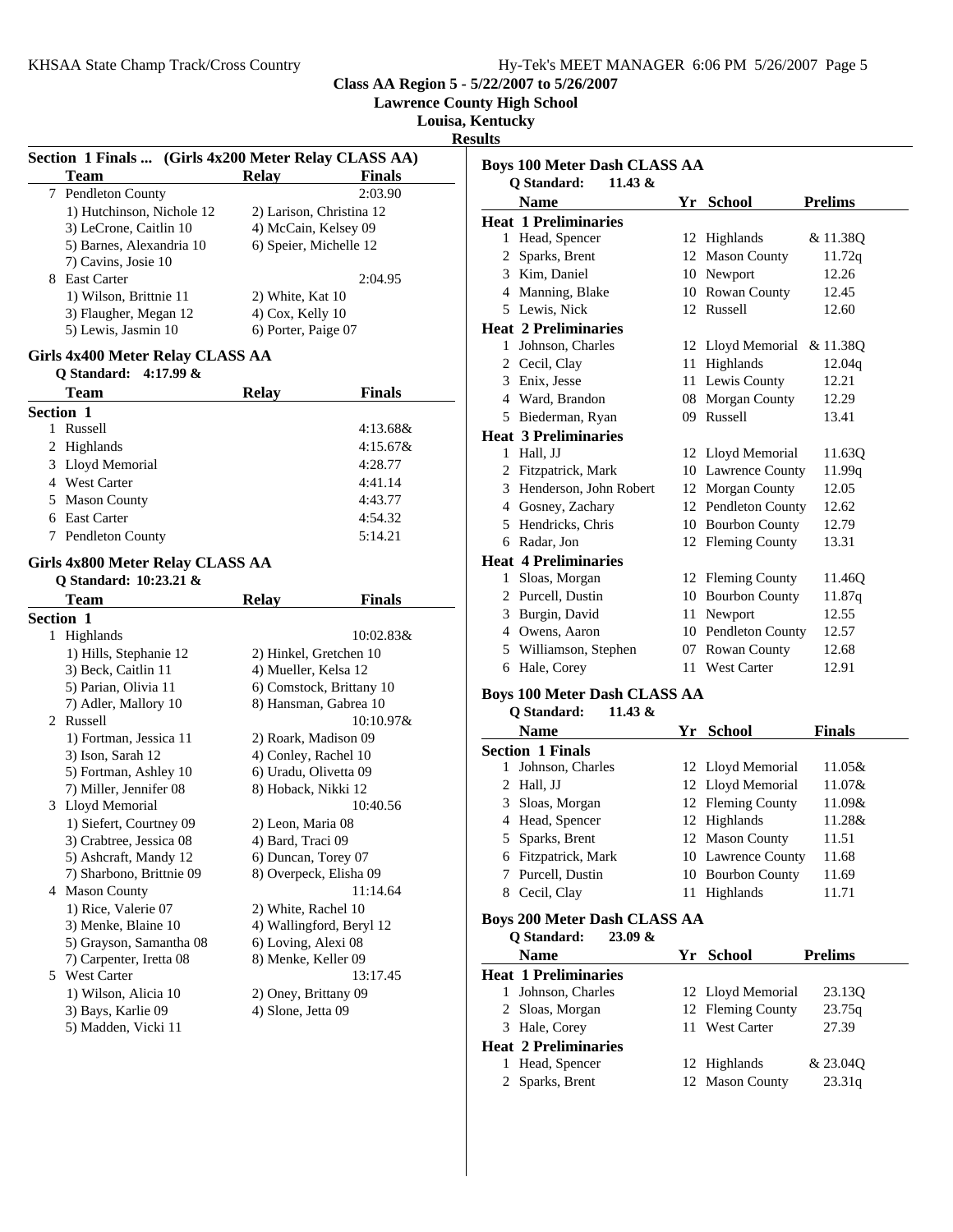**Class AA Region 5 - 5/22/2007 to 5/26/2007**
**Lawrence County High School**
**Louisa, Kentucky**
**Results**

### Section 1 Finals ... (Girls 4x200 Meter Relay CLASS AA)

| | Team | Relay | Finals |
|---|---|---|---|
| 7 | Pendleton County | | 2:03.90 |
| | 1) Hutchinson, Nichole 12 | 2) Larison, Christina 12 | |
| | 3) LeCrone, Caitlin 10 | 4) McCain, Kelsey 09 | |
| | 5) Barnes, Alexandria 10 | 6) Speier, Michelle 12 | |
| | 7) Cavins, Josie 10 | | |
| 8 | East Carter | | 2:04.95 |
| | 1) Wilson, Brittnie 11 | 2) White, Kat 10 | |
| | 3) Flaugher, Megan 12 | 4) Cox, Kelly 10 | |
| | 5) Lewis, Jasmin 10 | 6) Porter, Paige 07 | |

### Girls 4x400 Meter Relay CLASS AA

Q Standard: 4:17.99 &

| | Team | Relay | Finals |
|---|---|---|---|
| **Section 1** | | | |
| 1 | Russell | | 4:13.68& |
| 2 | Highlands | | 4:15.67& |
| 3 | Lloyd Memorial | | 4:28.77 |
| 4 | West Carter | | 4:41.14 |
| 5 | Mason County | | 4:43.77 |
| 6 | East Carter | | 4:54.32 |
| 7 | Pendleton County | | 5:14.21 |

### Girls 4x800 Meter Relay CLASS AA

Q Standard: 10:23.21 &

| | Team | Relay | Finals |
|---|---|---|---|
| **Section 1** | | | |
| 1 | Highlands | | 10:02.83& |
| | 1) Hills, Stephanie 12 | 2) Hinkel, Gretchen 10 | |
| | 3) Beck, Caitlin 11 | 4) Mueller, Kelsa 12 | |
| | 5) Parian, Olivia 11 | 6) Comstock, Brittany 10 | |
| | 7) Adler, Mallory 10 | 8) Hansman, Gabrea 10 | |
| 2 | Russell | | 10:10.97& |
| | 1) Fortman, Jessica 11 | 2) Roark, Madison 09 | |
| | 3) Ison, Sarah 12 | 4) Conley, Rachel 10 | |
| | 5) Fortman, Ashley 10 | 6) Uradu, Olivetta 09 | |
| | 7) Miller, Jennifer 08 | 8) Hoback, Nikki 12 | |
| 3 | Lloyd Memorial | | 10:40.56 |
| | 1) Siefert, Courtney 09 | 2) Leon, Maria 08 | |
| | 3) Crabtree, Jessica 08 | 4) Bard, Traci 09 | |
| | 5) Ashcraft, Mandy 12 | 6) Duncan, Torey 07 | |
| | 7) Sharbono, Brittnie 09 | 8) Overpeck, Elisha 09 | |
| 4 | Mason County | | 11:14.64 |
| | 1) Rice, Valerie 07 | 2) White, Rachel 10 | |
| | 3) Menke, Blaine 10 | 4) Wallingford, Beryl 12 | |
| | 5) Grayson, Samantha 08 | 6) Loving, Alexi 08 | |
| | 7) Carpenter, Iretta 08 | 8) Menke, Keller 09 | |
| 5 | West Carter | | 13:17.45 |
| | 1) Wilson, Alicia 10 | 2) Oney, Brittany 09 | |
| | 3) Bays, Karlie 09 | 4) Slone, Jetta 09 | |
| | 5) Madden, Vicki 11 | | |

### Boys 100 Meter Dash CLASS AA

Q Standard: 11.43 &

| | Name | Yr | School | Prelims |
|---|---|---|---|---|
| **Heat 1 Preliminaries** | | | | |
| 1 | Head, Spencer | 12 | Highlands | & 11.38Q |
| 2 | Sparks, Brent | 12 | Mason County | 11.72q |
| 3 | Kim, Daniel | 10 | Newport | 12.26 |
| 4 | Manning, Blake | 10 | Rowan County | 12.45 |
| 5 | Lewis, Nick | 12 | Russell | 12.60 |
| **Heat 2 Preliminaries** | | | | |
| 1 | Johnson, Charles | 12 | Lloyd Memorial | & 11.38Q |
| 2 | Cecil, Clay | 11 | Highlands | 12.04q |
| 3 | Enix, Jesse | 11 | Lewis County | 12.21 |
| 4 | Ward, Brandon | 08 | Morgan County | 12.29 |
| 5 | Biederman, Ryan | 09 | Russell | 13.41 |
| **Heat 3 Preliminaries** | | | | |
| 1 | Hall, JJ | 12 | Lloyd Memorial | 11.63Q |
| 2 | Fitzpatrick, Mark | 10 | Lawrence County | 11.99q |
| 3 | Henderson, John Robert | 12 | Morgan County | 12.05 |
| 4 | Gosney, Zachary | 12 | Pendleton County | 12.62 |
| 5 | Hendricks, Chris | 10 | Bourbon County | 12.79 |
| 6 | Radar, Jon | 12 | Fleming County | 13.31 |
| **Heat 4 Preliminaries** | | | | |
| 1 | Sloas, Morgan | 12 | Fleming County | 11.46Q |
| 2 | Purcell, Dustin | 10 | Bourbon County | 11.87q |
| 3 | Burgin, David | 11 | Newport | 12.55 |
| 4 | Owens, Aaron | 10 | Pendleton County | 12.57 |
| 5 | Williamson, Stephen | 07 | Rowan County | 12.68 |
| 6 | Hale, Corey | 11 | West Carter | 12.91 |

### Boys 100 Meter Dash CLASS AA

Q Standard: 11.43 &

| | Name | Yr | School | Finals |
|---|---|---|---|---|
| **Section 1 Finals** | | | | |
| 1 | Johnson, Charles | 12 | Lloyd Memorial | 11.05& |
| 2 | Hall, JJ | 12 | Lloyd Memorial | 11.07& |
| 3 | Sloas, Morgan | 12 | Fleming County | 11.09& |
| 4 | Head, Spencer | 12 | Highlands | 11.28& |
| 5 | Sparks, Brent | 12 | Mason County | 11.51 |
| 6 | Fitzpatrick, Mark | 10 | Lawrence County | 11.68 |
| 7 | Purcell, Dustin | 10 | Bourbon County | 11.69 |
| 8 | Cecil, Clay | 11 | Highlands | 11.71 |

### Boys 200 Meter Dash CLASS AA

Q Standard: 23.09 &

| | Name | Yr | School | Prelims |
|---|---|---|---|---|
| **Heat 1 Preliminaries** | | | | |
| 1 | Johnson, Charles | 12 | Lloyd Memorial | 23.13Q |
| 2 | Sloas, Morgan | 12 | Fleming County | 23.75q |
| 3 | Hale, Corey | 11 | West Carter | 27.39 |
| **Heat 2 Preliminaries** | | | | |
| 1 | Head, Spencer | 12 | Highlands | & 23.04Q |
| 2 | Sparks, Brent | 12 | Mason County | 23.31q |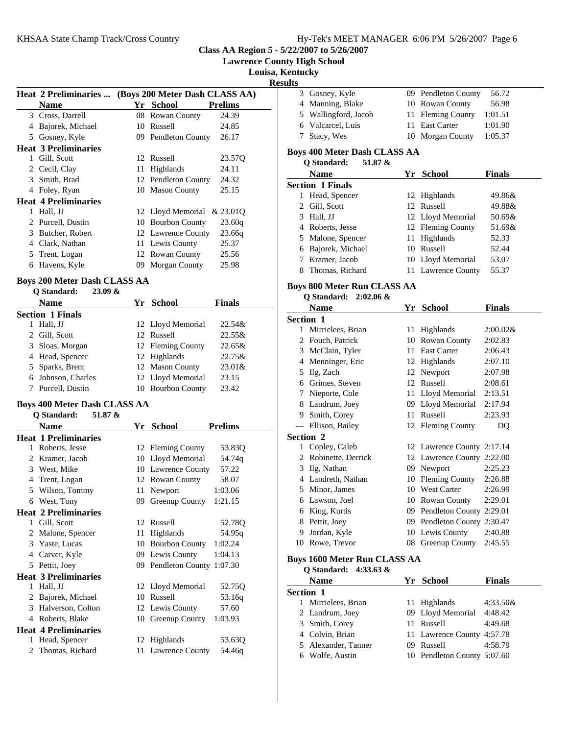**Class AA Region 5 - 5/22/2007 to 5/26/2007**

**Lawrence County High School**

**Louisa, Kentucky**

**Results**

### Heat 2 Preliminaries ... (Boys 200 Meter Dash CLASS AA)

| | Name | Yr | School | Prelims |
|---|---|---|---|---|
| 3 | Cross, Darrell | 08 | Rowan County | 24.39 |
| 4 | Bajorek, Michael | 10 | Russell | 24.85 |
| 5 | Gosney, Kyle | 09 | Pendleton County | 26.17 |
| **Heat 3 Preliminaries** | | | | |
| 1 | Gill, Scott | 12 | Russell | 23.57Q |
| 2 | Cecil, Clay | 11 | Highlands | 24.11 |
| 3 | Smith, Brad | 12 | Pendleton County | 24.32 |
| 4 | Foley, Ryan | 10 | Mason County | 25.15 |
| **Heat 4 Preliminaries** | | | | |
| 1 | Hall, JJ | 12 | Lloyd Memorial | & 23.01Q |
| 2 | Purcell, Dustin | 10 | Bourbon County | 23.60q |
| 3 | Butcher, Robert | 12 | Lawrence County | 23.66q |
| 4 | Clark, Nathan | 11 | Lewis County | 25.37 |
| 5 | Trent, Logan | 12 | Rowan County | 25.56 |
| 6 | Havens, Kyle | 09 | Morgan County | 25.98 |

### Boys 200 Meter Dash CLASS AA

Q Standard: 23.09 &

| | Name | Yr | School | Finals |
|---|---|---|---|---|
| **Section 1 Finals** | | | | |
| 1 | Hall, JJ | 12 | Lloyd Memorial | 22.54& |
| 2 | Gill, Scott | 12 | Russell | 22.55& |
| 3 | Sloas, Morgan | 12 | Fleming County | 22.65& |
| 4 | Head, Spencer | 12 | Highlands | 22.75& |
| 5 | Sparks, Brent | 12 | Mason County | 23.01& |
| 6 | Johnson, Charles | 12 | Lloyd Memorial | 23.15 |
| 7 | Purcell, Dustin | 10 | Bourbon County | 23.42 |

### Boys 400 Meter Dash CLASS AA

Q Standard: 51.87 &

| | Name | Yr | School | Prelims |
|---|---|---|---|---|
| **Heat 1 Preliminaries** | | | | |
| 1 | Roberts, Jesse | 12 | Fleming County | 53.83Q |
| 2 | Kramer, Jacob | 10 | Lloyd Memorial | 54.74q |
| 3 | West, Mike | 10 | Lawrence County | 57.22 |
| 4 | Trent, Logan | 12 | Rowan County | 58.07 |
| 5 | Wilson, Tommy | 11 | Newport | 1:03.06 |
| 6 | West, Tony | 09 | Greenup County | 1:21.15 |
| **Heat 2 Preliminaries** | | | | |
| 1 | Gill, Scott | 12 | Russell | 52.78Q |
| 2 | Malone, Spencer | 11 | Highlands | 54.95q |
| 3 | Yaste, Lucas | 10 | Bourbon County | 1:02.24 |
| 4 | Carver, Kyle | 09 | Lewis County | 1:04.13 |
| 5 | Pettit, Joey | 09 | Pendleton County | 1:07.30 |
| **Heat 3 Preliminaries** | | | | |
| 1 | Hall, JJ | 12 | Lloyd Memorial | 52.75Q |
| 2 | Bajorek, Michael | 10 | Russell | 53.16q |
| 3 | Halverson, Colton | 12 | Lewis County | 57.60 |
| 4 | Roberts, Blake | 10 | Greenup County | 1:03.93 |
| **Heat 4 Preliminaries** | | | | |
| 1 | Head, Spencer | 12 | Highlands | 53.63Q |
| 2 | Thomas, Richard | 11 | Lawrence County | 54.46q |
| 3 | Gosney, Kyle | 09 | Pendleton County | 56.72 |
| 4 | Manning, Blake | 10 | Rowan County | 56.98 |
| 5 | Wallingford, Jacob | 11 | Fleming County | 1:01.51 |
| 6 | Valcarcel, Luis | 11 | East Carter | 1:01.90 |
| 7 | Stacy, Wes | 10 | Morgan County | 1:05.37 |

### Boys 400 Meter Dash CLASS AA

Q Standard: 51.87 &

| | Name | Yr | School | Finals |
|---|---|---|---|---|
| **Section 1 Finals** | | | | |
| 1 | Head, Spencer | 12 | Highlands | 49.86& |
| 2 | Gill, Scott | 12 | Russell | 49.88& |
| 3 | Hall, JJ | 12 | Lloyd Memorial | 50.69& |
| 4 | Roberts, Jesse | 12 | Fleming County | 51.69& |
| 5 | Malone, Spencer | 11 | Highlands | 52.33 |
| 6 | Bajorek, Michael | 10 | Russell | 52.44 |
| 7 | Kramer, Jacob | 10 | Lloyd Memorial | 53.07 |
| 8 | Thomas, Richard | 11 | Lawrence County | 55.37 |

### Boys 800 Meter Run CLASS AA

Q Standard: 2:02.06 &

| | Name | Yr | School | Finals |
|---|---|---|---|---|
| **Section 1** | | | | |
| 1 | Mirrielees, Brian | 11 | Highlands | 2:00.02& |
| 2 | Fouch, Patrick | 10 | Rowan County | 2:02.83 |
| 3 | McClain, Tyler | 11 | East Carter | 2:06.43 |
| 4 | Menninger, Eric | 12 | Highlands | 2:07.10 |
| 5 | Ilg, Zach | 12 | Newport | 2:07.98 |
| 6 | Grimes, Steven | 12 | Russell | 2:08.61 |
| 7 | Nieporte, Cole | 11 | Lloyd Memorial | 2:13.51 |
| 8 | Landrum, Joey | 09 | Lloyd Memorial | 2:17.94 |
| 9 | Smith, Corey | 11 | Russell | 2:23.93 |
| --- | Ellison, Bailey | 12 | Fleming County | DQ |
| **Section 2** | | | | |
| 1 | Copley, Caleb | 12 | Lawrence County | 2:17.14 |
| 2 | Robinette, Derrick | 12 | Lawrence County | 2:22.00 |
| 3 | Ilg, Nathan | 09 | Newport | 2:25.23 |
| 4 | Landreth, Nathan | 10 | Fleming County | 2:26.88 |
| 5 | Minor, James | 10 | West Carter | 2:26.99 |
| 6 | Lawson, Joel | 10 | Rowan County | 2:29.01 |
| 6 | King, Kurtis | 09 | Pendleton County | 2:29.01 |
| 8 | Pettit, Joey | 09 | Pendleton County | 2:30.47 |
| 9 | Jordan, Kyle | 10 | Lewis County | 2:40.88 |
| 10 | Rowe, Trevor | 08 | Greenup County | 2:45.55 |

### Boys 1600 Meter Run CLASS AA

Q Standard: 4:33.63 &

| | Name | Yr | School | Finals |
|---|---|---|---|---|
| **Section 1** | | | | |
| 1 | Mirrielees, Brian | 11 | Highlands | 4:33.50& |
| 2 | Landrum, Joey | 09 | Lloyd Memorial | 4:48.42 |
| 3 | Smith, Corey | 11 | Russell | 4:49.68 |
| 4 | Colvin, Brian | 11 | Lawrence County | 4:57.78 |
| 5 | Alexander, Tanner | 09 | Russell | 4:58.79 |
| 6 | Wolfe, Austin | 10 | Pendleton County | 5:07.60 |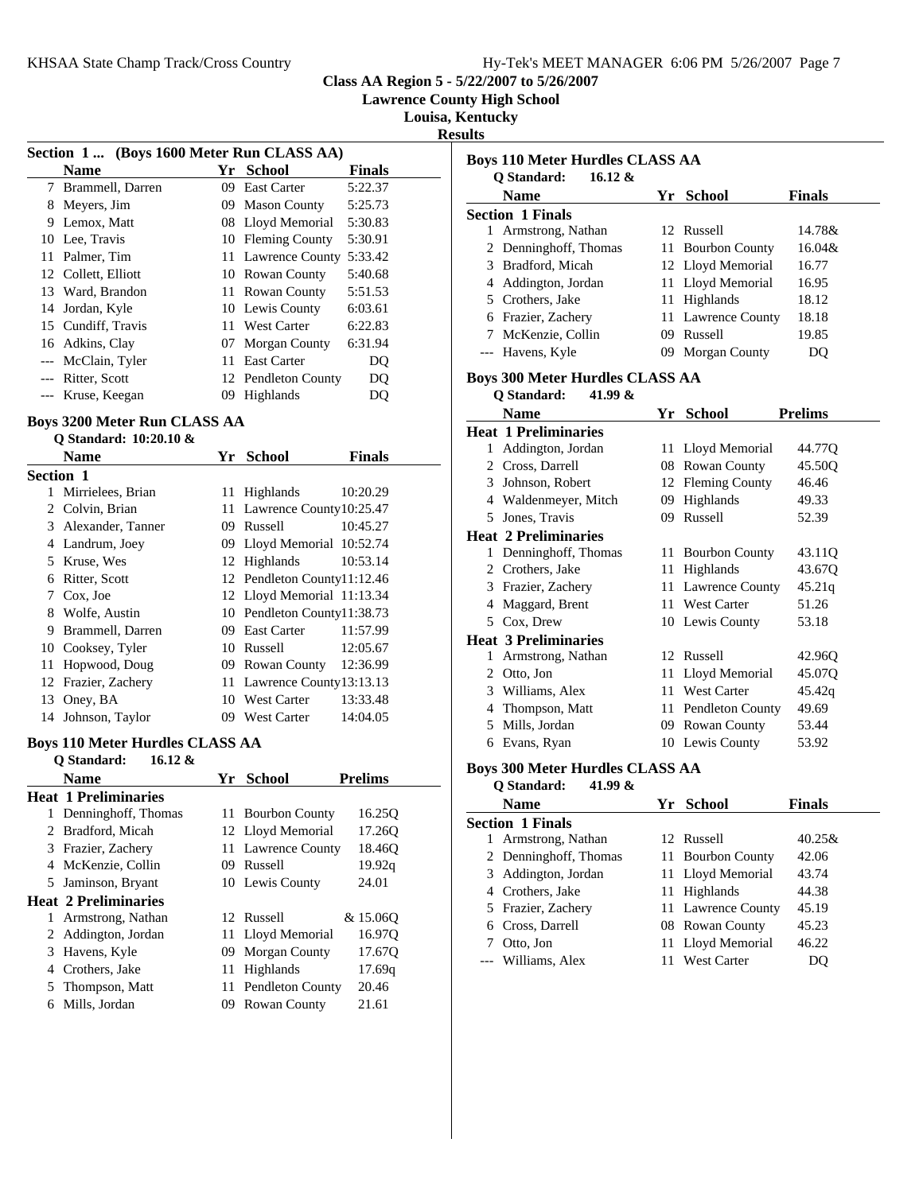# Class AA Region 5 - 5/22/2007 to 5/26/2007
## Lawrence County High School
## Louisa, Kentucky
## Results

### Section 1 ... (Boys 1600 Meter Run CLASS AA)

| | Name | Yr | School | Finals |
|---|---|---|---|---|
| 7 | Brammell, Darren | 09 | East Carter | 5:22.37 |
| 8 | Meyers, Jim | 09 | Mason County | 5:25.73 |
| 9 | Lemox, Matt | 08 | Lloyd Memorial | 5:30.83 |
| 10 | Lee, Travis | 10 | Fleming County | 5:30.91 |
| 11 | Palmer, Tim | 11 | Lawrence County | 5:33.42 |
| 12 | Collett, Elliott | 10 | Rowan County | 5:40.68 |
| 13 | Ward, Brandon | 11 | Rowan County | 5:51.53 |
| 14 | Jordan, Kyle | 10 | Lewis County | 6:03.61 |
| 15 | Cundiff, Travis | 11 | West Carter | 6:22.83 |
| 16 | Adkins, Clay | 07 | Morgan County | 6:31.94 |
| --- | McClain, Tyler | 11 | East Carter | DQ |
| --- | Ritter, Scott | 12 | Pendleton County | DQ |
| --- | Kruse, Keegan | 09 | Highlands | DQ |

### Boys 3200 Meter Run CLASS AA

Q Standard: 10:20.10 &

| | Name | Yr | School | Finals |
|---|---|---|---|---|
| **Section 1** | | | | |
| 1 | Mirrielees, Brian | 11 | Highlands | 10:20.29 |
| 2 | Colvin, Brian | 11 | Lawrence County | 10:25.47 |
| 3 | Alexander, Tanner | 09 | Russell | 10:45.27 |
| 4 | Landrum, Joey | 09 | Lloyd Memorial | 10:52.74 |
| 5 | Kruse, Wes | 12 | Highlands | 10:53.14 |
| 6 | Ritter, Scott | 12 | Pendleton County | 11:12.46 |
| 7 | Cox, Joe | 12 | Lloyd Memorial | 11:13.34 |
| 8 | Wolfe, Austin | 10 | Pendleton County | 11:38.73 |
| 9 | Brammell, Darren | 09 | East Carter | 11:57.99 |
| 10 | Cooksey, Tyler | 10 | Russell | 12:05.67 |
| 11 | Hopwood, Doug | 09 | Rowan County | 12:36.99 |
| 12 | Frazier, Zachery | 11 | Lawrence County | 13:13.13 |
| 13 | Oney, BA | 10 | West Carter | 13:33.48 |
| 14 | Johnson, Taylor | 09 | West Carter | 14:04.05 |

### Boys 110 Meter Hurdles CLASS AA

Q Standard: 16.12 &

| | Name | Yr | School | Prelims |
|---|---|---|---|---|
| **Heat 1 Preliminaries** | | | | |
| 1 | Denninghoff, Thomas | 11 | Bourbon County | 16.25Q |
| 2 | Bradford, Micah | 12 | Lloyd Memorial | 17.26Q |
| 3 | Frazier, Zachery | 11 | Lawrence County | 18.46Q |
| 4 | McKenzie, Collin | 09 | Russell | 19.92q |
| 5 | Jaminson, Bryant | 10 | Lewis County | 24.01 |
| **Heat 2 Preliminaries** | | | | |
| 1 | Armstrong, Nathan | 12 | Russell | & 15.06Q |
| 2 | Addington, Jordan | 11 | Lloyd Memorial | 16.97Q |
| 3 | Havens, Kyle | 09 | Morgan County | 17.67Q |
| 4 | Crothers, Jake | 11 | Highlands | 17.69q |
| 5 | Thompson, Matt | 11 | Pendleton County | 20.46 |
| 6 | Mills, Jordan | 09 | Rowan County | 21.61 |

### Boys 110 Meter Hurdles CLASS AA

Q Standard: 16.12 &

| | Name | Yr | School | Finals |
|---|---|---|---|---|
| **Section 1 Finals** | | | | |
| 1 | Armstrong, Nathan | 12 | Russell | 14.78& |
| 2 | Denninghoff, Thomas | 11 | Bourbon County | 16.04& |
| 3 | Bradford, Micah | 12 | Lloyd Memorial | 16.77 |
| 4 | Addington, Jordan | 11 | Lloyd Memorial | 16.95 |
| 5 | Crothers, Jake | 11 | Highlands | 18.12 |
| 6 | Frazier, Zachery | 11 | Lawrence County | 18.18 |
| 7 | McKenzie, Collin | 09 | Russell | 19.85 |
| --- | Havens, Kyle | 09 | Morgan County | DQ |

### Boys 300 Meter Hurdles CLASS AA

Q Standard: 41.99 &

| | Name | Yr | School | Prelims |
|---|---|---|---|---|
| **Heat 1 Preliminaries** | | | | |
| 1 | Addington, Jordan | 11 | Lloyd Memorial | 44.77Q |
| 2 | Cross, Darrell | 08 | Rowan County | 45.50Q |
| 3 | Johnson, Robert | 12 | Fleming County | 46.46 |
| 4 | Waldenmeyer, Mitch | 09 | Highlands | 49.33 |
| 5 | Jones, Travis | 09 | Russell | 52.39 |
| **Heat 2 Preliminaries** | | | | |
| 1 | Denninghoff, Thomas | 11 | Bourbon County | 43.11Q |
| 2 | Crothers, Jake | 11 | Highlands | 43.67Q |
| 3 | Frazier, Zachery | 11 | Lawrence County | 45.21q |
| 4 | Maggard, Brent | 11 | West Carter | 51.26 |
| 5 | Cox, Drew | 10 | Lewis County | 53.18 |
| **Heat 3 Preliminaries** | | | | |
| 1 | Armstrong, Nathan | 12 | Russell | 42.96Q |
| 2 | Otto, Jon | 11 | Lloyd Memorial | 45.07Q |
| 3 | Williams, Alex | 11 | West Carter | 45.42q |
| 4 | Thompson, Matt | 11 | Pendleton County | 49.69 |
| 5 | Mills, Jordan | 09 | Rowan County | 53.44 |
| 6 | Evans, Ryan | 10 | Lewis County | 53.92 |

### Boys 300 Meter Hurdles CLASS AA

Q Standard: 41.99 &

| | Name | Yr | School | Finals |
|---|---|---|---|---|
| **Section 1 Finals** | | | | |
| 1 | Armstrong, Nathan | 12 | Russell | 40.25& |
| 2 | Denninghoff, Thomas | 11 | Bourbon County | 42.06 |
| 3 | Addington, Jordan | 11 | Lloyd Memorial | 43.74 |
| 4 | Crothers, Jake | 11 | Highlands | 44.38 |
| 5 | Frazier, Zachery | 11 | Lawrence County | 45.19 |
| 6 | Cross, Darrell | 08 | Rowan County | 45.23 |
| 7 | Otto, Jon | 11 | Lloyd Memorial | 46.22 |
| --- | Williams, Alex | 11 | West Carter | DQ |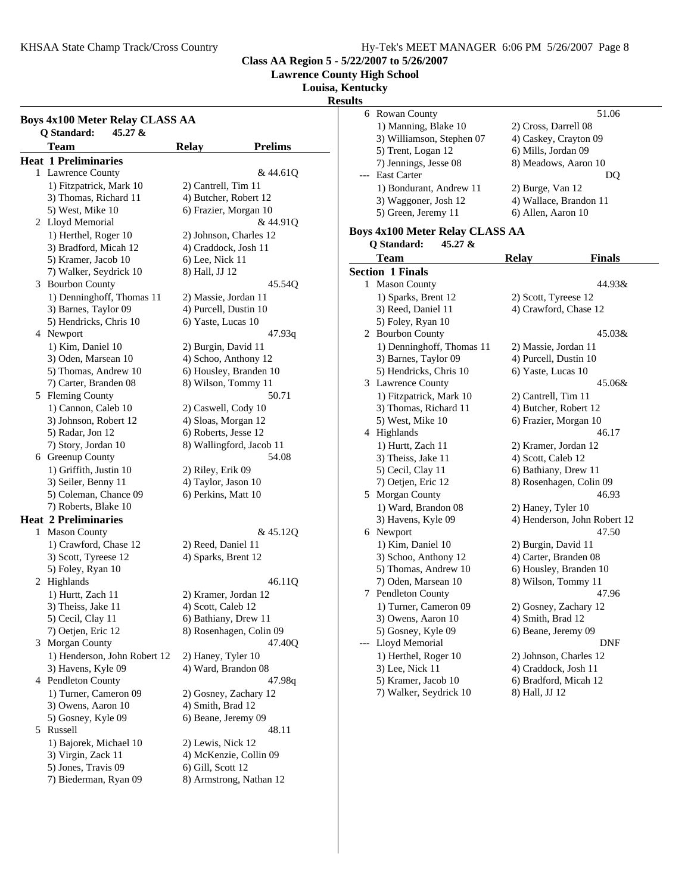**Class AA Region 5 - 5/22/2007 to 5/26/2007**

**Lawrence County High School**

**Louisa, Kentucky**

**Results**

## Boys 4x100 Meter Relay CLASS AA

**Q Standard: 45.27 &**

| Team | Relay | Prelims |
|---|---|---|
| **Heat 1 Preliminaries** | | |
| 1 Lawrence County | | & 44.61Q |
| 1) Fitzpatrick, Mark 10 | 2) Cantrell, Tim 11 | |
| 3) Thomas, Richard 11 | 4) Butcher, Robert 12 | |
| 5) West, Mike 10 | 6) Frazier, Morgan 10 | |
| 2 Lloyd Memorial | | & 44.91Q |
| 1) Herthel, Roger 10 | 2) Johnson, Charles 12 | |
| 3) Bradford, Micah 12 | 4) Craddock, Josh 11 | |
| 5) Kramer, Jacob 10 | 6) Lee, Nick 11 | |
| 7) Walker, Seydrick 10 | 8) Hall, JJ 12 | |
| 3 Bourbon County | | 45.54Q |
| 1) Denninghoff, Thomas 11 | 2) Massie, Jordan 11 | |
| 3) Barnes, Taylor 09 | 4) Purcell, Dustin 10 | |
| 5) Hendricks, Chris 10 | 6) Yaste, Lucas 10 | |
| 4 Newport | | 47.93q |
| 1) Kim, Daniel 10 | 2) Burgin, David 11 | |
| 3) Oden, Marsean 10 | 4) Schoo, Anthony 12 | |
| 5) Thomas, Andrew 10 | 6) Housley, Branden 10 | |
| 7) Carter, Branden 08 | 8) Wilson, Tommy 11 | |
| 5 Fleming County | | 50.71 |
| 1) Cannon, Caleb 10 | 2) Caswell, Cody 10 | |
| 3) Johnson, Robert 12 | 4) Sloas, Morgan 12 | |
| 5) Radar, Jon 12 | 6) Roberts, Jesse 12 | |
| 7) Story, Jordan 10 | 8) Wallingford, Jacob 11 | |
| 6 Greenup County | | 54.08 |
| 1) Griffith, Justin 10 | 2) Riley, Erik 09 | |
| 3) Seiler, Benny 11 | 4) Taylor, Jason 10 | |
| 5) Coleman, Chance 09 | 6) Perkins, Matt 10 | |
| 7) Roberts, Blake 10 | | |
| **Heat 2 Preliminaries** | | |
| 1 Mason County | | & 45.12Q |
| 1) Crawford, Chase 12 | 2) Reed, Daniel 11 | |
| 3) Scott, Tyreese 12 | 4) Sparks, Brent 12 | |
| 5) Foley, Ryan 10 | | |
| 2 Highlands | | 46.11Q |
| 1) Hurtt, Zach 11 | 2) Kramer, Jordan 12 | |
| 3) Theiss, Jake 11 | 4) Scott, Caleb 12 | |
| 5) Cecil, Clay 11 | 6) Bathiany, Drew 11 | |
| 7) Oetjen, Eric 12 | 8) Rosenhagen, Colin 09 | |
| 3 Morgan County | | 47.40Q |
| 1) Henderson, John Robert 12 | 2) Haney, Tyler 10 | |
| 3) Havens, Kyle 09 | 4) Ward, Brandon 08 | |
| 4 Pendleton County | | 47.98q |
| 1) Turner, Cameron 09 | 2) Gosney, Zachary 12 | |
| 3) Owens, Aaron 10 | 4) Smith, Brad 12 | |
| 5) Gosney, Kyle 09 | 6) Beane, Jeremy 09 | |
| 5 Russell | | 48.11 |
| 1) Bajorek, Michael 10 | 2) Lewis, Nick 12 | |
| 3) Virgin, Zack 11 | 4) McKenzie, Collin 09 | |
| 5) Jones, Travis 09 | 6) Gill, Scott 12 | |
| 7) Biederman, Ryan 09 | 8) Armstrong, Nathan 12 | |
| 6 Rowan County | | 51.06 |
| 1) Manning, Blake 10 | 2) Cross, Darrell 08 | |
| 3) Williamson, Stephen 07 | 4) Caskey, Crayton 09 | |
| 5) Trent, Logan 12 | 6) Mills, Jordan 09 | |
| 7) Jennings, Jesse 08 | 8) Meadows, Aaron 10 | |
| --- East Carter | | DQ |
| 1) Bondurant, Andrew 11 | 2) Burge, Van 12 | |
| 3) Waggoner, Josh 12 | 4) Wallace, Brandon 11 | |
| 5) Green, Jeremy 11 | 6) Allen, Aaron 10 | |

## Boys 4x100 Meter Relay CLASS AA

**Q Standard: 45.27 &**

| Team | Relay | Finals |
|---|---|---|
| **Section 1 Finals** | | |
| 1 Mason County | | 44.93& |
| 1) Sparks, Brent 12 | 2) Scott, Tyreese 12 | |
| 3) Reed, Daniel 11 | 4) Crawford, Chase 12 | |
| 5) Foley, Ryan 10 | | |
| 2 Bourbon County | | 45.03& |
| 1) Denninghoff, Thomas 11 | 2) Massie, Jordan 11 | |
| 3) Barnes, Taylor 09 | 4) Purcell, Dustin 10 | |
| 5) Hendricks, Chris 10 | 6) Yaste, Lucas 10 | |
| 3 Lawrence County | | 45.06& |
| 1) Fitzpatrick, Mark 10 | 2) Cantrell, Tim 11 | |
| 3) Thomas, Richard 11 | 4) Butcher, Robert 12 | |
| 5) West, Mike 10 | 6) Frazier, Morgan 10 | |
| 4 Highlands | | 46.17 |
| 1) Hurtt, Zach 11 | 2) Kramer, Jordan 12 | |
| 3) Theiss, Jake 11 | 4) Scott, Caleb 12 | |
| 5) Cecil, Clay 11 | 6) Bathiany, Drew 11 | |
| 7) Oetjen, Eric 12 | 8) Rosenhagen, Colin 09 | |
| 5 Morgan County | | 46.93 |
| 1) Ward, Brandon 08 | 2) Haney, Tyler 10 | |
| 3) Havens, Kyle 09 | 4) Henderson, John Robert 12 | |
| 6 Newport | | 47.50 |
| 1) Kim, Daniel 10 | 2) Burgin, David 11 | |
| 3) Schoo, Anthony 12 | 4) Carter, Branden 08 | |
| 5) Thomas, Andrew 10 | 6) Housley, Branden 10 | |
| 7) Oden, Marsean 10 | 8) Wilson, Tommy 11 | |
| 7 Pendleton County | | 47.96 |
| 1) Turner, Cameron 09 | 2) Gosney, Zachary 12 | |
| 3) Owens, Aaron 10 | 4) Smith, Brad 12 | |
| 5) Gosney, Kyle 09 | 6) Beane, Jeremy 09 | |
| --- Lloyd Memorial | | DNF |
| 1) Herthel, Roger 10 | 2) Johnson, Charles 12 | |
| 3) Lee, Nick 11 | 4) Craddock, Josh 11 | |
| 5) Kramer, Jacob 10 | 6) Bradford, Micah 12 | |
| 7) Walker, Seydrick 10 | 8) Hall, JJ 12 | |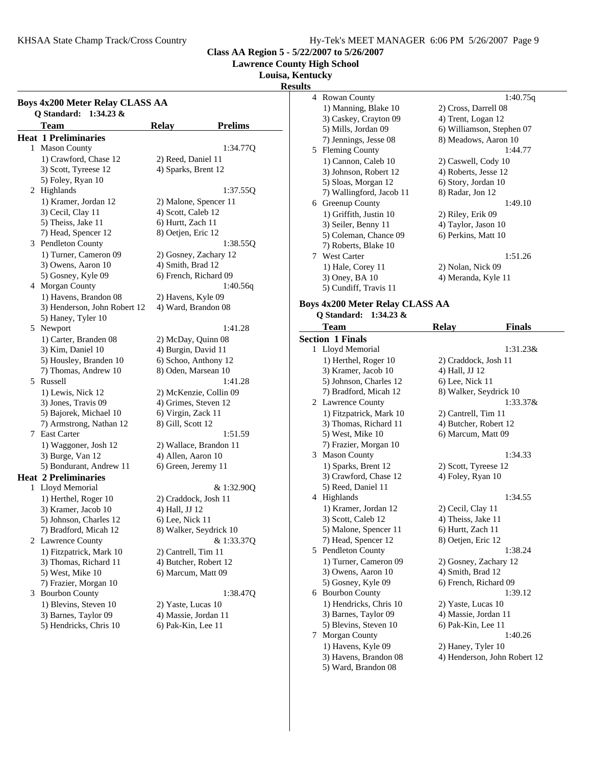**Class AA Region 5 - 5/22/2007 to 5/26/2007**

**Lawrence County High School**

**Louisa, Kentucky**

**Results**

### Boys 4x200 Meter Relay CLASS AA

**Q Standard: 1:34.23 &**

| Team | Relay | Prelims |
|---|---|---|
| **Heat 1 Preliminaries** | | |
| 1 Mason County | | 1:34.77Q |
| 1) Crawford, Chase 12 | 2) Reed, Daniel 11 | |
| 3) Scott, Tyreese 12 | 4) Sparks, Brent 12 | |
| 5) Foley, Ryan 10 | | |
| 2 Highlands | | 1:37.55Q |
| 1) Kramer, Jordan 12 | 2) Malone, Spencer 11 | |
| 3) Cecil, Clay 11 | 4) Scott, Caleb 12 | |
| 5) Theiss, Jake 11 | 6) Hurtt, Zach 11 | |
| 7) Head, Spencer 12 | 8) Oetjen, Eric 12 | |
| 3 Pendleton County | | 1:38.55Q |
| 1) Turner, Cameron 09 | 2) Gosney, Zachary 12 | |
| 3) Owens, Aaron 10 | 4) Smith, Brad 12 | |
| 5) Gosney, Kyle 09 | 6) French, Richard 09 | |
| 4 Morgan County | | 1:40.56q |
| 1) Havens, Brandon 08 | 2) Havens, Kyle 09 | |
| 3) Henderson, John Robert 12 | 4) Ward, Brandon 08 | |
| 5) Haney, Tyler 10 | | |
| 5 Newport | | 1:41.28 |
| 1) Carter, Branden 08 | 2) McDay, Quinn 08 | |
| 3) Kim, Daniel 10 | 4) Burgin, David 11 | |
| 5) Housley, Branden 10 | 6) Schoo, Anthony 12 | |
| 7) Thomas, Andrew 10 | 8) Oden, Marsean 10 | |
| 5 Russell | | 1:41.28 |
| 1) Lewis, Nick 12 | 2) McKenzie, Collin 09 | |
| 3) Jones, Travis 09 | 4) Grimes, Steven 12 | |
| 5) Bajorek, Michael 10 | 6) Virgin, Zack 11 | |
| 7) Armstrong, Nathan 12 | 8) Gill, Scott 12 | |
| 7 East Carter | | 1:51.59 |
| 1) Waggoner, Josh 12 | 2) Wallace, Brandon 11 | |
| 3) Burge, Van 12 | 4) Allen, Aaron 10 | |
| 5) Bondurant, Andrew 11 | 6) Green, Jeremy 11 | |
| **Heat 2 Preliminaries** | | |
| 1 Lloyd Memorial | | & 1:32.90Q |
| 1) Herthel, Roger 10 | 2) Craddock, Josh 11 | |
| 3) Kramer, Jacob 10 | 4) Hall, JJ 12 | |
| 5) Johnson, Charles 12 | 6) Lee, Nick 11 | |
| 7) Bradford, Micah 12 | 8) Walker, Seydrick 10 | |
| 2 Lawrence County | | & 1:33.37Q |
| 1) Fitzpatrick, Mark 10 | 2) Cantrell, Tim 11 | |
| 3) Thomas, Richard 11 | 4) Butcher, Robert 12 | |
| 5) West, Mike 10 | 6) Marcum, Matt 09 | |
| 7) Frazier, Morgan 10 | | |
| 3 Bourbon County | | 1:38.47Q |
| 1) Blevins, Steven 10 | 2) Yaste, Lucas 10 | |
| 3) Barnes, Taylor 09 | 4) Massie, Jordan 11 | |
| 5) Hendricks, Chris 10 | 6) Pak-Kin, Lee 11 | |
| 4 Rowan County | | 1:40.75q |
| 1) Manning, Blake 10 | 2) Cross, Darrell 08 | |
| 3) Caskey, Crayton 09 | 4) Trent, Logan 12 | |
| 5) Mills, Jordan 09 | 6) Williamson, Stephen 07 | |
| 7) Jennings, Jesse 08 | 8) Meadows, Aaron 10 | |
| 5 Fleming County | | 1:44.77 |
| 1) Cannon, Caleb 10 | 2) Caswell, Cody 10 | |
| 3) Johnson, Robert 12 | 4) Roberts, Jesse 12 | |
| 5) Sloas, Morgan 12 | 6) Story, Jordan 10 | |
| 7) Wallingford, Jacob 11 | 8) Radar, Jon 12 | |
| 6 Greenup County | | 1:49.10 |
| 1) Griffith, Justin 10 | 2) Riley, Erik 09 | |
| 3) Seiler, Benny 11 | 4) Taylor, Jason 10 | |
| 5) Coleman, Chance 09 | 6) Perkins, Matt 10 | |
| 7) Roberts, Blake 10 | | |
| 7 West Carter | | 1:51.26 |
| 1) Hale, Corey 11 | 2) Nolan, Nick 09 | |
| 3) Oney, BA 10 | 4) Meranda, Kyle 11 | |
| 5) Cundiff, Travis 11 | | |

### Boys 4x200 Meter Relay CLASS AA

**Q Standard: 1:34.23 &**

| Team | Relay | Finals |
|---|---|---|
| **Section 1 Finals** | | |
| 1 Lloyd Memorial | | 1:31.23& |
| 1) Herthel, Roger 10 | 2) Craddock, Josh 11 | |
| 3) Kramer, Jacob 10 | 4) Hall, JJ 12 | |
| 5) Johnson, Charles 12 | 6) Lee, Nick 11 | |
| 7) Bradford, Micah 12 | 8) Walker, Seydrick 10 | |
| 2 Lawrence County | | 1:33.37& |
| 1) Fitzpatrick, Mark 10 | 2) Cantrell, Tim 11 | |
| 3) Thomas, Richard 11 | 4) Butcher, Robert 12 | |
| 5) West, Mike 10 | 6) Marcum, Matt 09 | |
| 7) Frazier, Morgan 10 | | |
| 3 Mason County | | 1:34.33 |
| 1) Sparks, Brent 12 | 2) Scott, Tyreese 12 | |
| 3) Crawford, Chase 12 | 4) Foley, Ryan 10 | |
| 5) Reed, Daniel 11 | | |
| 4 Highlands | | 1:34.55 |
| 1) Kramer, Jordan 12 | 2) Cecil, Clay 11 | |
| 3) Scott, Caleb 12 | 4) Theiss, Jake 11 | |
| 5) Malone, Spencer 11 | 6) Hurtt, Zach 11 | |
| 7) Head, Spencer 12 | 8) Oetjen, Eric 12 | |
| 5 Pendleton County | | 1:38.24 |
| 1) Turner, Cameron 09 | 2) Gosney, Zachary 12 | |
| 3) Owens, Aaron 10 | 4) Smith, Brad 12 | |
| 5) Gosney, Kyle 09 | 6) French, Richard 09 | |
| 6 Bourbon County | | 1:39.12 |
| 1) Hendricks, Chris 10 | 2) Yaste, Lucas 10 | |
| 3) Barnes, Taylor 09 | 4) Massie, Jordan 11 | |
| 5) Blevins, Steven 10 | 6) Pak-Kin, Lee 11 | |
| 7 Morgan County | | 1:40.26 |
| 1) Havens, Kyle 09 | 2) Haney, Tyler 10 | |
| 3) Havens, Brandon 08 | 4) Henderson, John Robert 12 | |
| 5) Ward, Brandon 08 | | |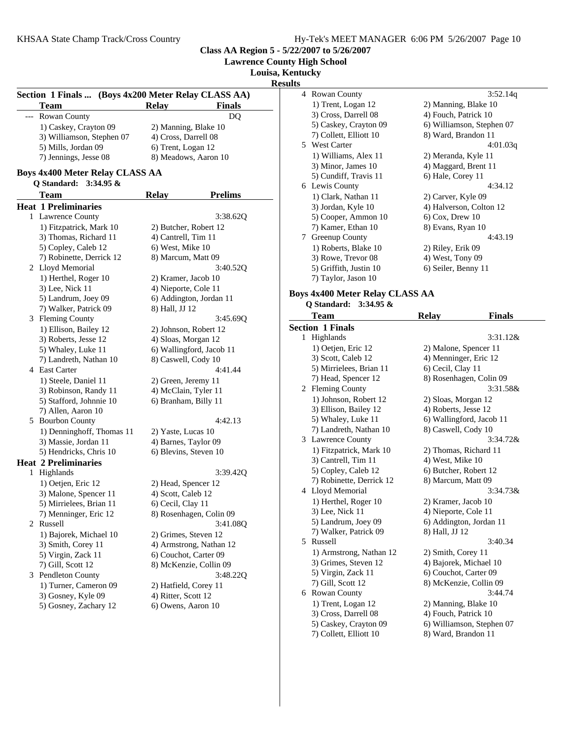# Class AA Region 5 - 5/22/2007 to 5/26/2007
## Lawrence County High School
## Louisa, Kentucky
## Results

### Section 1 Finals ... (Boys 4x200 Meter Relay CLASS AA)

| | Team | Relay | Finals |
|---|---|---|---|
| --- | Rowan County | | DQ |
| | 1) Caskey, Crayton 09 | 2) Manning, Blake 10 | |
| | 3) Williamson, Stephen 07 | 4) Cross, Darrell 08 | |
| | 5) Mills, Jordan 09 | 6) Trent, Logan 12 | |
| | 7) Jennings, Jesse 08 | 8) Meadows, Aaron 10 | |

### Boys 4x400 Meter Relay CLASS AA

**Q Standard: 3:34.95 &**

| | Team | Relay | Prelims |
|---|---|---|---|
| **Heat 1 Preliminaries** | | | |
| 1 | Lawrence County | | 3:38.62Q |
| | 1) Fitzpatrick, Mark 10 | 2) Butcher, Robert 12 | |
| | 3) Thomas, Richard 11 | 4) Cantrell, Tim 11 | |
| | 5) Copley, Caleb 12 | 6) West, Mike 10 | |
| | 7) Robinette, Derrick 12 | 8) Marcum, Matt 09 | |
| 2 | Lloyd Memorial | | 3:40.52Q |
| | 1) Herthel, Roger 10 | 2) Kramer, Jacob 10 | |
| | 3) Lee, Nick 11 | 4) Nieporte, Cole 11 | |
| | 5) Landrum, Joey 09 | 6) Addington, Jordan 11 | |
| | 7) Walker, Patrick 09 | 8) Hall, JJ 12 | |
| 3 | Fleming County | | 3:45.69Q |
| | 1) Ellison, Bailey 12 | 2) Johnson, Robert 12 | |
| | 3) Roberts, Jesse 12 | 4) Sloas, Morgan 12 | |
| | 5) Whaley, Luke 11 | 6) Wallingford, Jacob 11 | |
| | 7) Landreth, Nathan 10 | 8) Caswell, Cody 10 | |
| 4 | East Carter | | 4:41.44 |
| | 1) Steele, Daniel 11 | 2) Green, Jeremy 11 | |
| | 3) Robinson, Randy 11 | 4) McClain, Tyler 11 | |
| | 5) Stafford, Johnnie 10 | 6) Branham, Billy 11 | |
| | 7) Allen, Aaron 10 | | |
| 5 | Bourbon County | | 4:42.13 |
| | 1) Denninghoff, Thomas 11 | 2) Yaste, Lucas 10 | |
| | 3) Massie, Jordan 11 | 4) Barnes, Taylor 09 | |
| | 5) Hendricks, Chris 10 | 6) Blevins, Steven 10 | |
| **Heat 2 Preliminaries** | | | |
| 1 | Highlands | | 3:39.42Q |
| | 1) Oetjen, Eric 12 | 2) Head, Spencer 12 | |
| | 3) Malone, Spencer 11 | 4) Scott, Caleb 12 | |
| | 5) Mirrielees, Brian 11 | 6) Cecil, Clay 11 | |
| | 7) Menninger, Eric 12 | 8) Rosenhagen, Colin 09 | |
| 2 | Russell | | 3:41.08Q |
| | 1) Bajorek, Michael 10 | 2) Grimes, Steven 12 | |
| | 3) Smith, Corey 11 | 4) Armstrong, Nathan 12 | |
| | 5) Virgin, Zack 11 | 6) Couchot, Carter 09 | |
| | 7) Gill, Scott 12 | 8) McKenzie, Collin 09 | |
| 3 | Pendleton County | | 3:48.22Q |
| | 1) Turner, Cameron 09 | 2) Hatfield, Corey 11 | |
| | 3) Gosney, Kyle 09 | 4) Ritter, Scott 12 | |
| | 5) Gosney, Zachary 12 | 6) Owens, Aaron 10 | |
| 4 | Rowan County | | 3:52.14q |
| | 1) Trent, Logan 12 | 2) Manning, Blake 10 | |
| | 3) Cross, Darrell 08 | 4) Fouch, Patrick 10 | |
| | 5) Caskey, Crayton 09 | 6) Williamson, Stephen 07 | |
| | 7) Collett, Elliott 10 | 8) Ward, Brandon 11 | |
| 5 | West Carter | | 4:01.03q |
| | 1) Williams, Alex 11 | 2) Meranda, Kyle 11 | |
| | 3) Minor, James 10 | 4) Maggard, Brent 11 | |
| | 5) Cundiff, Travis 11 | 6) Hale, Corey 11 | |
| 6 | Lewis County | | 4:34.12 |
| | 1) Clark, Nathan 11 | 2) Carver, Kyle 09 | |
| | 3) Jordan, Kyle 10 | 4) Halverson, Colton 12 | |
| | 5) Cooper, Ammon 10 | 6) Cox, Drew 10 | |
| | 7) Kamer, Ethan 10 | 8) Evans, Ryan 10 | |
| 7 | Greenup County | | 4:43.19 |
| | 1) Roberts, Blake 10 | 2) Riley, Erik 09 | |
| | 3) Rowe, Trevor 08 | 4) West, Tony 09 | |
| | 5) Griffith, Justin 10 | 6) Seiler, Benny 11 | |
| | 7) Taylor, Jason 10 | | |

### Boys 4x400 Meter Relay CLASS AA

**Q Standard: 3:34.95 &**

| | Team | Relay | Finals |
|---|---|---|---|
| **Section 1 Finals** | | | |
| 1 | Highlands | | 3:31.12& |
| | 1) Oetjen, Eric 12 | 2) Malone, Spencer 11 | |
| | 3) Scott, Caleb 12 | 4) Menninger, Eric 12 | |
| | 5) Mirrielees, Brian 11 | 6) Cecil, Clay 11 | |
| | 7) Head, Spencer 12 | 8) Rosenhagen, Colin 09 | |
| 2 | Fleming County | | 3:31.58& |
| | 1) Johnson, Robert 12 | 2) Sloas, Morgan 12 | |
| | 3) Ellison, Bailey 12 | 4) Roberts, Jesse 12 | |
| | 5) Whaley, Luke 11 | 6) Wallingford, Jacob 11 | |
| | 7) Landreth, Nathan 10 | 8) Caswell, Cody 10 | |
| 3 | Lawrence County | | 3:34.72& |
| | 1) Fitzpatrick, Mark 10 | 2) Thomas, Richard 11 | |
| | 3) Cantrell, Tim 11 | 4) West, Mike 10 | |
| | 5) Copley, Caleb 12 | 6) Butcher, Robert 12 | |
| | 7) Robinette, Derrick 12 | 8) Marcum, Matt 09 | |
| 4 | Lloyd Memorial | | 3:34.73& |
| | 1) Herthel, Roger 10 | 2) Kramer, Jacob 10 | |
| | 3) Lee, Nick 11 | 4) Nieporte, Cole 11 | |
| | 5) Landrum, Joey 09 | 6) Addington, Jordan 11 | |
| | 7) Walker, Patrick 09 | 8) Hall, JJ 12 | |
| 5 | Russell | | 3:40.34 |
| | 1) Armstrong, Nathan 12 | 2) Smith, Corey 11 | |
| | 3) Grimes, Steven 12 | 4) Bajorek, Michael 10 | |
| | 5) Virgin, Zack 11 | 6) Couchot, Carter 09 | |
| | 7) Gill, Scott 12 | 8) McKenzie, Collin 09 | |
| 6 | Rowan County | | 3:44.74 |
| | 1) Trent, Logan 12 | 2) Manning, Blake 10 | |
| | 3) Cross, Darrell 08 | 4) Fouch, Patrick 10 | |
| | 5) Caskey, Crayton 09 | 6) Williamson, Stephen 07 | |
| | 7) Collett, Elliott 10 | 8) Ward, Brandon 11 | |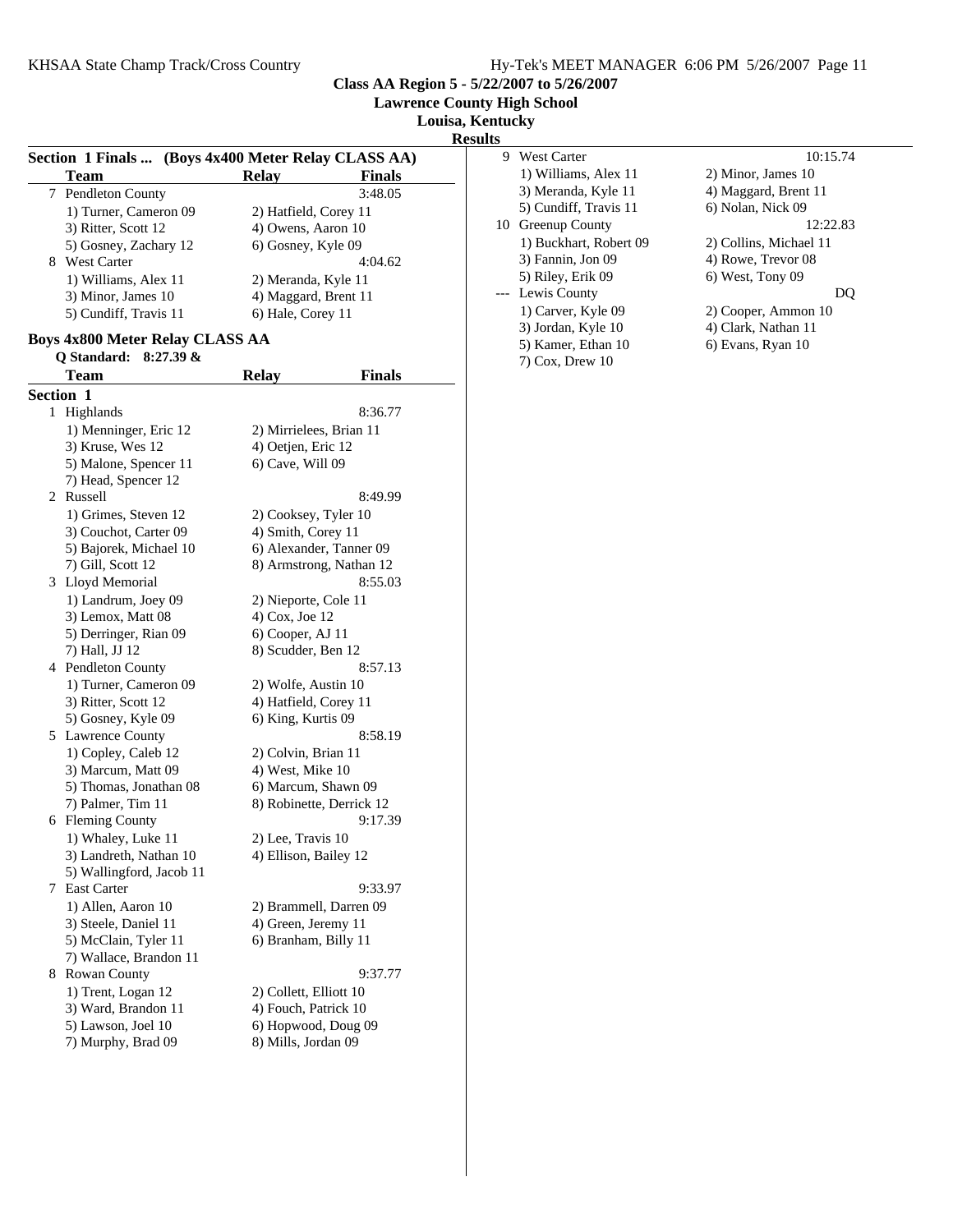## Class AA Region 5 - 5/22/2007 to 5/26/2007

**Lawrence County High School**

**Louisa, Kentucky**

**Results**

### Section 1 Finals ... (Boys 4x400 Meter Relay CLASS AA)

| Team | Relay | Finals |
|---|---|---|
| 7 Pendleton County | | 3:48.05 |
| 1) Turner, Cameron 09 | 2) Hatfield, Corey 11 | |
| 3) Ritter, Scott 12 | 4) Owens, Aaron 10 | |
| 5) Gosney, Zachary 12 | 6) Gosney, Kyle 09 | |
| 8 West Carter | | 4:04.62 |
| 1) Williams, Alex 11 | 2) Meranda, Kyle 11 | |
| 3) Minor, James 10 | 4) Maggard, Brent 11 | |
| 5) Cundiff, Travis 11 | 6) Hale, Corey 11 | |

### Boys 4x800 Meter Relay CLASS AA

Q Standard: 8:27.39 &

| Team | Relay | Finals |
|---|---|---|
| **Section 1** | | |
| 1 Highlands | | 8:36.77 |
| 1) Menninger, Eric 12 | 2) Mirrielees, Brian 11 | |
| 3) Kruse, Wes 12 | 4) Oetjen, Eric 12 | |
| 5) Malone, Spencer 11 | 6) Cave, Will 09 | |
| 7) Head, Spencer 12 | | |
| 2 Russell | | 8:49.99 |
| 1) Grimes, Steven 12 | 2) Cooksey, Tyler 10 | |
| 3) Couchot, Carter 09 | 4) Smith, Corey 11 | |
| 5) Bajorek, Michael 10 | 6) Alexander, Tanner 09 | |
| 7) Gill, Scott 12 | 8) Armstrong, Nathan 12 | |
| 3 Lloyd Memorial | | 8:55.03 |
| 1) Landrum, Joey 09 | 2) Nieporte, Cole 11 | |
| 3) Lemox, Matt 08 | 4) Cox, Joe 12 | |
| 5) Derringer, Rian 09 | 6) Cooper, AJ 11 | |
| 7) Hall, JJ 12 | 8) Scudder, Ben 12 | |
| 4 Pendleton County | | 8:57.13 |
| 1) Turner, Cameron 09 | 2) Wolfe, Austin 10 | |
| 3) Ritter, Scott 12 | 4) Hatfield, Corey 11 | |
| 5) Gosney, Kyle 09 | 6) King, Kurtis 09 | |
| 5 Lawrence County | | 8:58.19 |
| 1) Copley, Caleb 12 | 2) Colvin, Brian 11 | |
| 3) Marcum, Matt 09 | 4) West, Mike 10 | |
| 5) Thomas, Jonathan 08 | 6) Marcum, Shawn 09 | |
| 7) Palmer, Tim 11 | 8) Robinette, Derrick 12 | |
| 6 Fleming County | | 9:17.39 |
| 1) Whaley, Luke 11 | 2) Lee, Travis 10 | |
| 3) Landreth, Nathan 10 | 4) Ellison, Bailey 12 | |
| 5) Wallingford, Jacob 11 | | |
| 7 East Carter | | 9:33.97 |
| 1) Allen, Aaron 10 | 2) Brammell, Darren 09 | |
| 3) Steele, Daniel 11 | 4) Green, Jeremy 11 | |
| 5) McClain, Tyler 11 | 6) Branham, Billy 11 | |
| 7) Wallace, Brandon 11 | | |
| 8 Rowan County | | 9:37.77 |
| 1) Trent, Logan 12 | 2) Collett, Elliott 10 | |
| 3) Ward, Brandon 11 | 4) Fouch, Patrick 10 | |
| 5) Lawson, Joel 10 | 6) Hopwood, Doug 09 | |
| 7) Murphy, Brad 09 | 8) Mills, Jordan 09 | |
| 9 West Carter | | 10:15.74 |
| 1) Williams, Alex 11 | 2) Minor, James 10 | |
| 3) Meranda, Kyle 11 | 4) Maggard, Brent 11 | |
| 5) Cundiff, Travis 11 | 6) Nolan, Nick 09 | |
| 10 Greenup County | | 12:22.83 |
| 1) Buckhart, Robert 09 | 2) Collins, Michael 11 | |
| 3) Fannin, Jon 09 | 4) Rowe, Trevor 08 | |
| 5) Riley, Erik 09 | 6) West, Tony 09 | |
| --- Lewis County | | DQ |
| 1) Carver, Kyle 09 | 2) Cooper, Ammon 10 | |
| 3) Jordan, Kyle 10 | 4) Clark, Nathan 11 | |
| 5) Kamer, Ethan 10 | 6) Evans, Ryan 10 | |
| 7) Cox, Drew 10 | | |